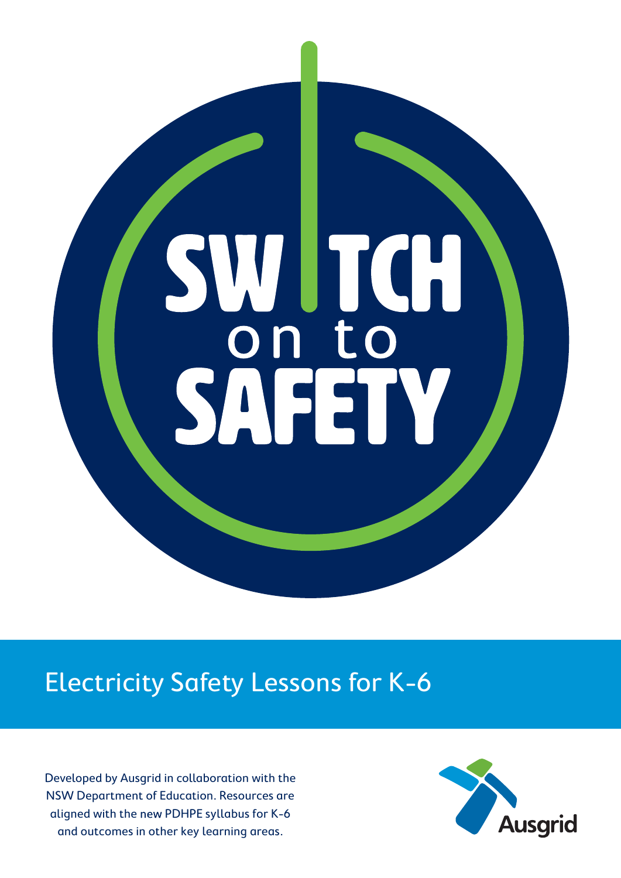# SWITCH on to SAFETY

## Electricity Safety Lessons for K-6

Developed by Ausgrid in collaboration with the NSW Department of Education. Resources are aligned with the new PDHPE syllabus for K-6 and outcomes in other key learning areas.

Ausgrid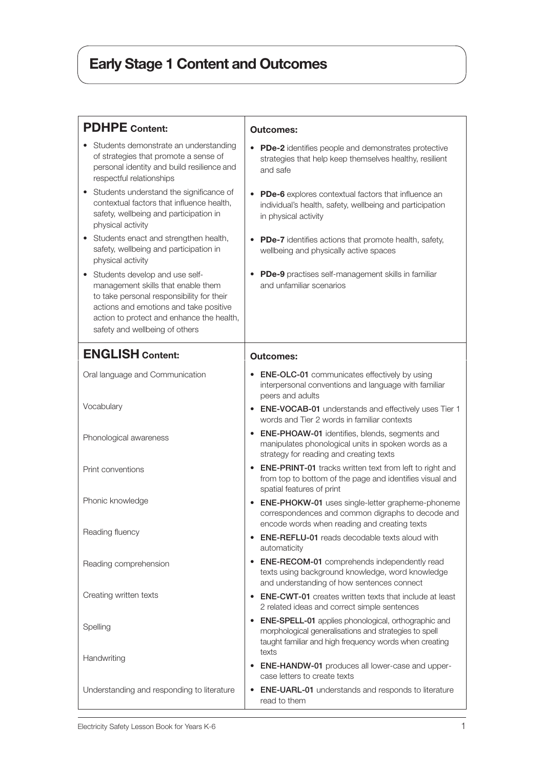# Early Stage 1 Content and Outcomes

| **PDHPE** Content: | Outcomes: |
| --- | --- |
| • Students demonstrate an understanding of strategies that promote a sense of personal identity and build resilience and respectful relationships | • **PDe-2** identifies people and demonstrates protective strategies that help keep themselves healthy, resilient and safe |
| • Students understand the significance of contextual factors that influence health, safety, wellbeing and participation in physical activity | • **PDe-6** explores contextual factors that influence an individual's health, safety, wellbeing and participation in physical activity |
| • Students enact and strengthen health, safety, wellbeing and participation in physical activity | • **PDe-7** identifies actions that promote health, safety, wellbeing and physically active spaces |
| • Students develop and use self-management skills that enable them to take personal responsibility for their actions and emotions and take positive action to protect and enhance the health, safety and wellbeing of others | • **PDe-9** practises self-management skills in familiar and unfamiliar scenarios |

| **ENGLISH** Content: | Outcomes: |
| --- | --- |
| Oral language and Communication | • **ENE-OLC-01** communicates effectively by using interpersonal conventions and language with familiar peers and adults |
| Vocabulary | • **ENE-VOCAB-01** understands and effectively uses Tier 1 words and Tier 2 words in familiar contexts |
| Phonological awareness | • **ENE-PHOAW-01** identifies, blends, segments and manipulates phonological units in spoken words as a strategy for reading and creating texts |
| Print conventions | • **ENE-PRINT-01** tracks written text from left to right and from top to bottom of the page and identifies visual and spatial features of print |
| Phonic knowledge | • **ENE-PHOKW-01** uses single-letter grapheme-phoneme correspondences and common digraphs to decode and encode words when reading and creating texts |
| Reading fluency | • **ENE-REFLU-01** reads decodable texts aloud with automaticity |
| Reading comprehension | • **ENE-RECOM-01** comprehends independently read texts using background knowledge, word knowledge and understanding of how sentences connect |
| Creating written texts | • **ENE-CWT-01** creates written texts that include at least 2 related ideas and correct simple sentences |
| Spelling | • **ENE-SPELL-01** applies phonological, orthographic and morphological generalisations and strategies to spell taught familiar and high frequency words when creating texts |
| Handwriting | • **ENE-HANDW-01** produces all lower-case and upper-case letters to create texts |
| Understanding and responding to literature | • **ENE-UARL-01** understands and responds to literature read to them |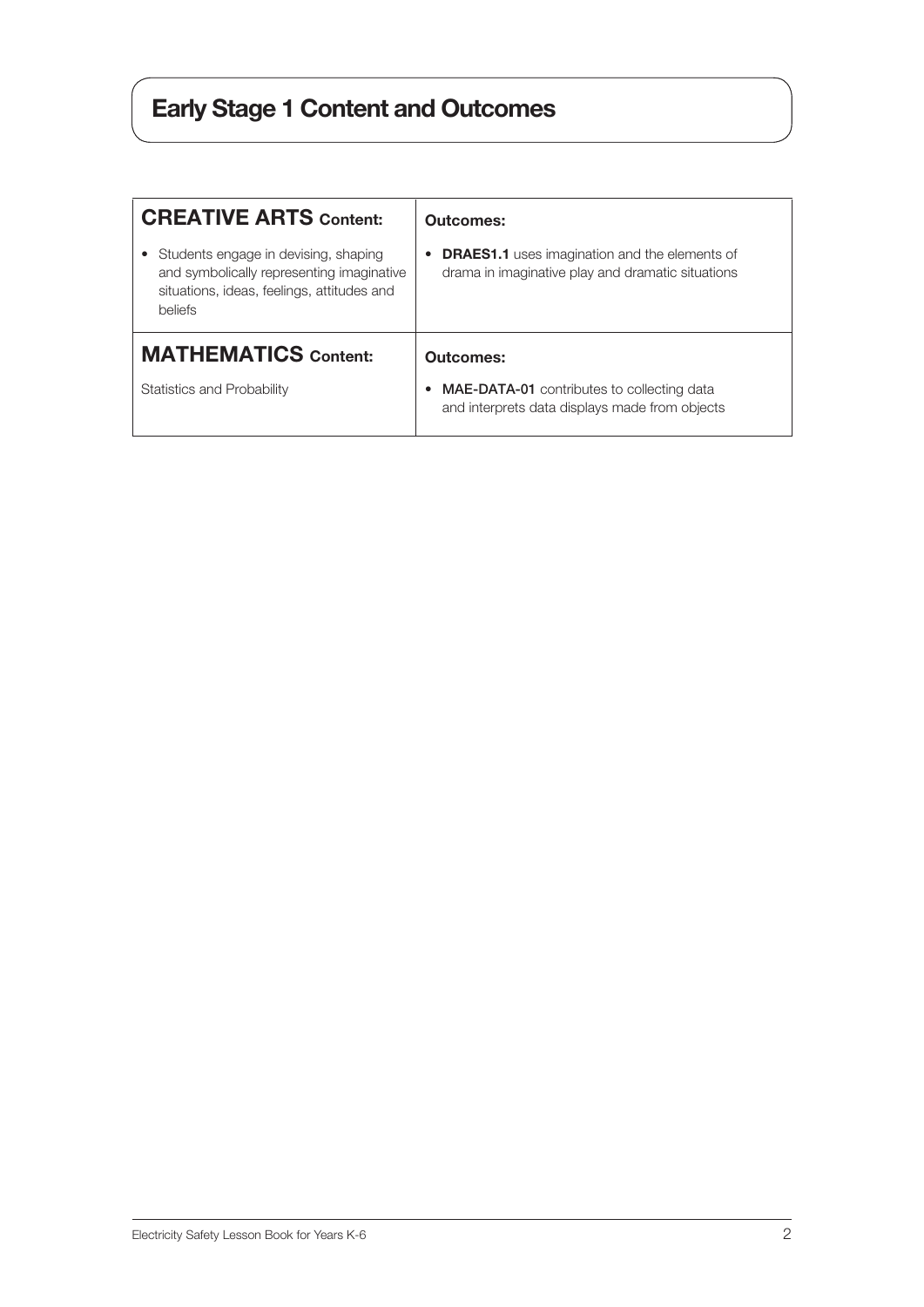# Early Stage 1 Content and Outcomes

| **CREATIVE ARTS** Content: | Outcomes: |
| --- | --- |
| • Students engage in devising, shaping and symbolically representing imaginative situations, ideas, feelings, attitudes and beliefs | • **DRAES1.1** uses imagination and the elements of drama in imaginative play and dramatic situations |
| **MATHEMATICS** Content: | **Outcomes:** |
| Statistics and Probability | • **MAE-DATA-01** contributes to collecting data and interprets data displays made from objects |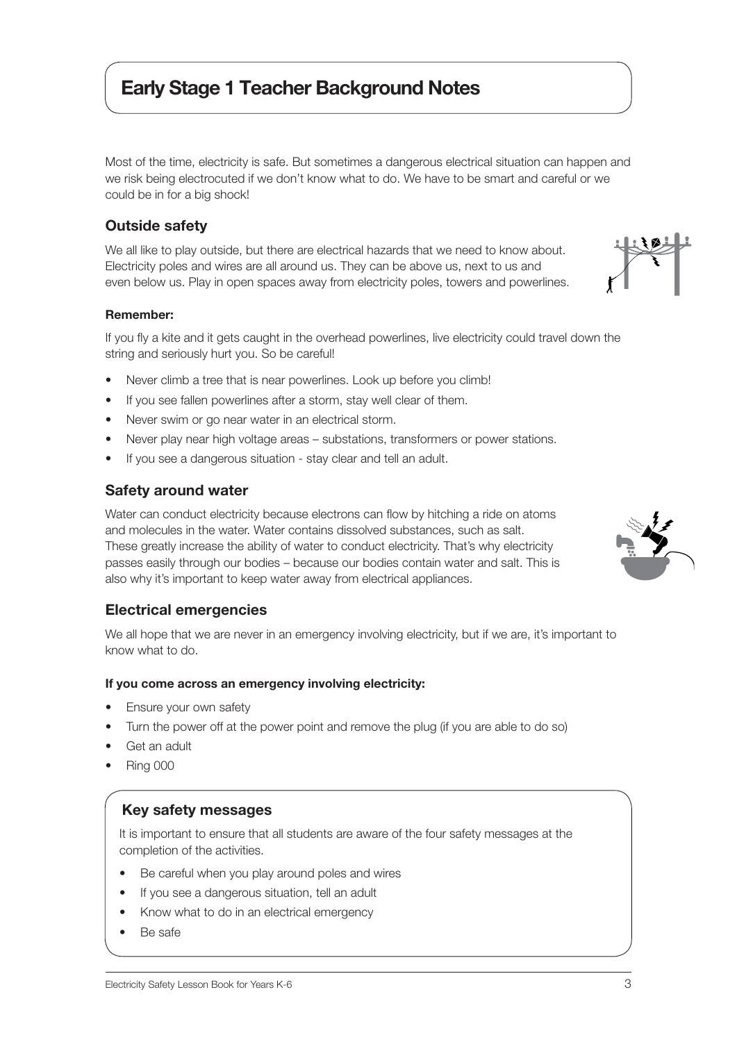# Early Stage 1 Teacher Background Notes

Most of the time, electricity is safe. But sometimes a dangerous electrical situation can happen and we risk being electrocuted if we don't know what to do. We have to be smart and careful or we could be in for a big shock!

## Outside safety

We all like to play outside, but there are electrical hazards that we need to know about. Electricity poles and wires are all around us. They can be above us, next to us and even below us. Play in open spaces away from electricity poles, towers and powerlines.

**Remember:**

If you fly a kite and it gets caught in the overhead powerlines, live electricity could travel down the string and seriously hurt you. So be careful!

- Never climb a tree that is near powerlines. Look up before you climb!
- If you see fallen powerlines after a storm, stay well clear of them.
- Never swim or go near water in an electrical storm.
- Never play near high voltage areas – substations, transformers or power stations.
- If you see a dangerous situation - stay clear and tell an adult.

## Safety around water

Water can conduct electricity because electrons can flow by hitching a ride on atoms and molecules in the water. Water contains dissolved substances, such as salt. These greatly increase the ability of water to conduct electricity. That's why electricity passes easily through our bodies – because our bodies contain water and salt. This is also why it's important to keep water away from electrical appliances.

## Electrical emergencies

We all hope that we are never in an emergency involving electricity, but if we are, it's important to know what to do.

**If you come across an emergency involving electricity:**

- Ensure your own safety
- Turn the power off at the power point and remove the plug (if you are able to do so)
- Get an adult
- Ring 000

## Key safety messages

It is important to ensure that all students are aware of the four safety messages at the completion of the activities.

- Be careful when you play around poles and wires
- If you see a dangerous situation, tell an adult
- Know what to do in an electrical emergency
- Be safe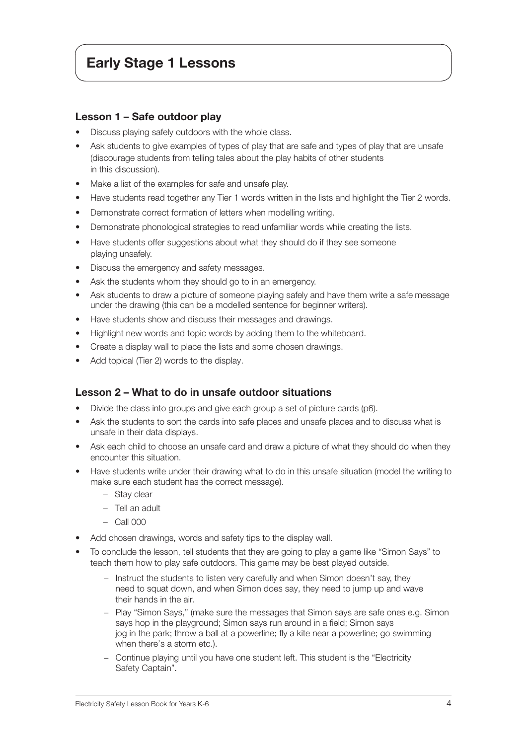# Early Stage 1 Lessons

## Lesson 1 – Safe outdoor play

- Discuss playing safely outdoors with the whole class.
- Ask students to give examples of types of play that are safe and types of play that are unsafe (discourage students from telling tales about the play habits of other students in this discussion).
- Make a list of the examples for safe and unsafe play.
- Have students read together any Tier 1 words written in the lists and highlight the Tier 2 words.
- Demonstrate correct formation of letters when modelling writing.
- Demonstrate phonological strategies to read unfamiliar words while creating the lists.
- Have students offer suggestions about what they should do if they see someone playing unsafely.
- Discuss the emergency and safety messages.
- Ask the students whom they should go to in an emergency.
- Ask students to draw a picture of someone playing safely and have them write a safe message under the drawing (this can be a modelled sentence for beginner writers).
- Have students show and discuss their messages and drawings.
- Highlight new words and topic words by adding them to the whiteboard.
- Create a display wall to place the lists and some chosen drawings.
- Add topical (Tier 2) words to the display.

## Lesson 2 – What to do in unsafe outdoor situations

- Divide the class into groups and give each group a set of picture cards (p6).
- Ask the students to sort the cards into safe places and unsafe places and to discuss what is unsafe in their data displays.
- Ask each child to choose an unsafe card and draw a picture of what they should do when they encounter this situation.
- Have students write under their drawing what to do in this unsafe situation (model the writing to make sure each student has the correct message).
  - Stay clear
  - Tell an adult
  - Call 000
- Add chosen drawings, words and safety tips to the display wall.
- To conclude the lesson, tell students that they are going to play a game like "Simon Says" to teach them how to play safe outdoors. This game may be best played outside.
  - Instruct the students to listen very carefully and when Simon doesn't say, they need to squat down, and when Simon does say, they need to jump up and wave their hands in the air.
  - Play "Simon Says," (make sure the messages that Simon says are safe ones e.g. Simon says hop in the playground; Simon says run around in a field; Simon says jog in the park; throw a ball at a powerline; fly a kite near a powerline; go swimming when there's a storm etc.).
  - Continue playing until you have one student left. This student is the "Electricity Safety Captain".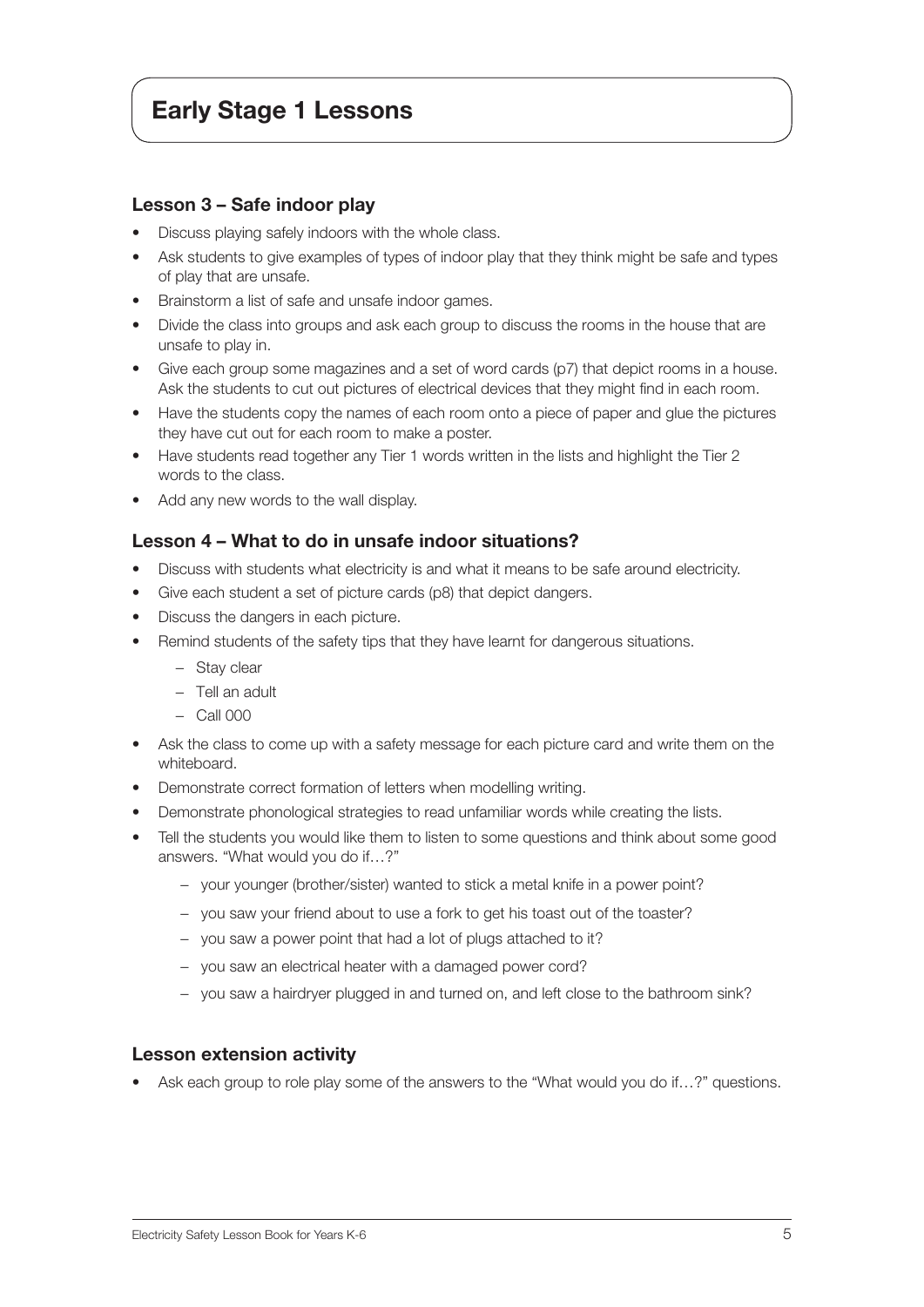# Early Stage 1 Lessons

### Lesson 3 – Safe indoor play

- Discuss playing safely indoors with the whole class.
- Ask students to give examples of types of indoor play that they think might be safe and types of play that are unsafe.
- Brainstorm a list of safe and unsafe indoor games.
- Divide the class into groups and ask each group to discuss the rooms in the house that are unsafe to play in.
- Give each group some magazines and a set of word cards (p7) that depict rooms in a house. Ask the students to cut out pictures of electrical devices that they might find in each room.
- Have the students copy the names of each room onto a piece of paper and glue the pictures they have cut out for each room to make a poster.
- Have students read together any Tier 1 words written in the lists and highlight the Tier 2 words to the class.
- Add any new words to the wall display.

### Lesson 4 – What to do in unsafe indoor situations?

- Discuss with students what electricity is and what it means to be safe around electricity.
- Give each student a set of picture cards (p8) that depict dangers.
- Discuss the dangers in each picture.
- Remind students of the safety tips that they have learnt for dangerous situations.
  - Stay clear
  - Tell an adult
  - Call 000
- Ask the class to come up with a safety message for each picture card and write them on the whiteboard.
- Demonstrate correct formation of letters when modelling writing.
- Demonstrate phonological strategies to read unfamiliar words while creating the lists.
- Tell the students you would like them to listen to some questions and think about some good answers. "What would you do if…?"
  - your younger (brother/sister) wanted to stick a metal knife in a power point?
  - you saw your friend about to use a fork to get his toast out of the toaster?
  - you saw a power point that had a lot of plugs attached to it?
  - you saw an electrical heater with a damaged power cord?
  - you saw a hairdryer plugged in and turned on, and left close to the bathroom sink?

### Lesson extension activity

- Ask each group to role play some of the answers to the "What would you do if…?" questions.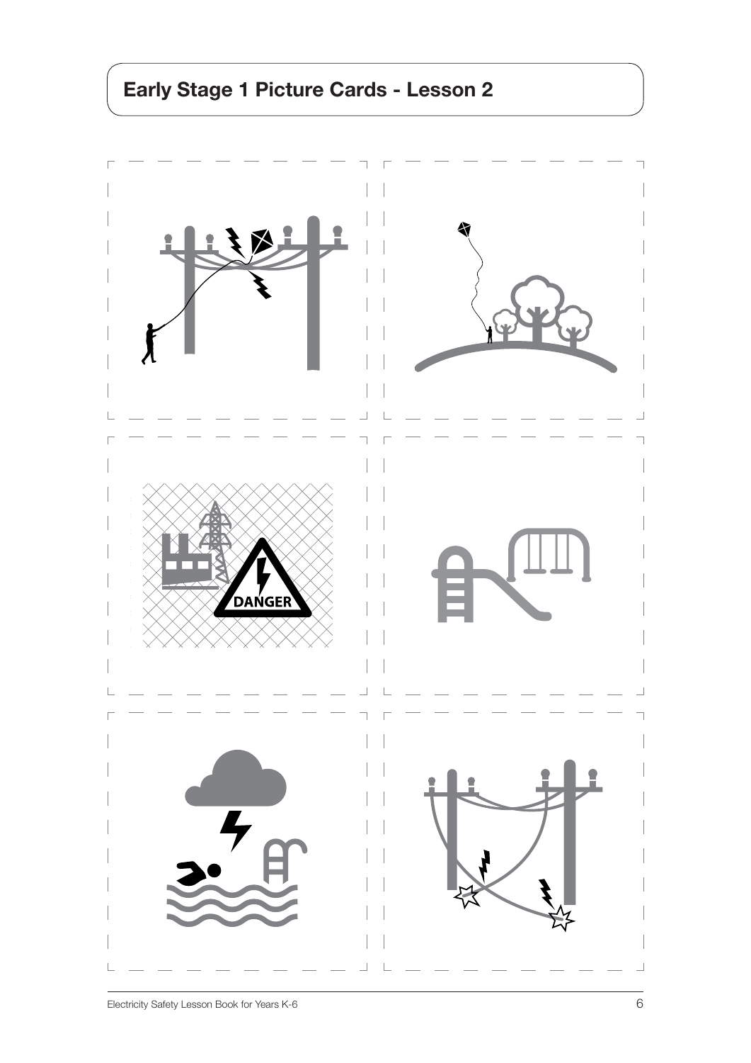## Early Stage 1 Picture Cards - Lesson 2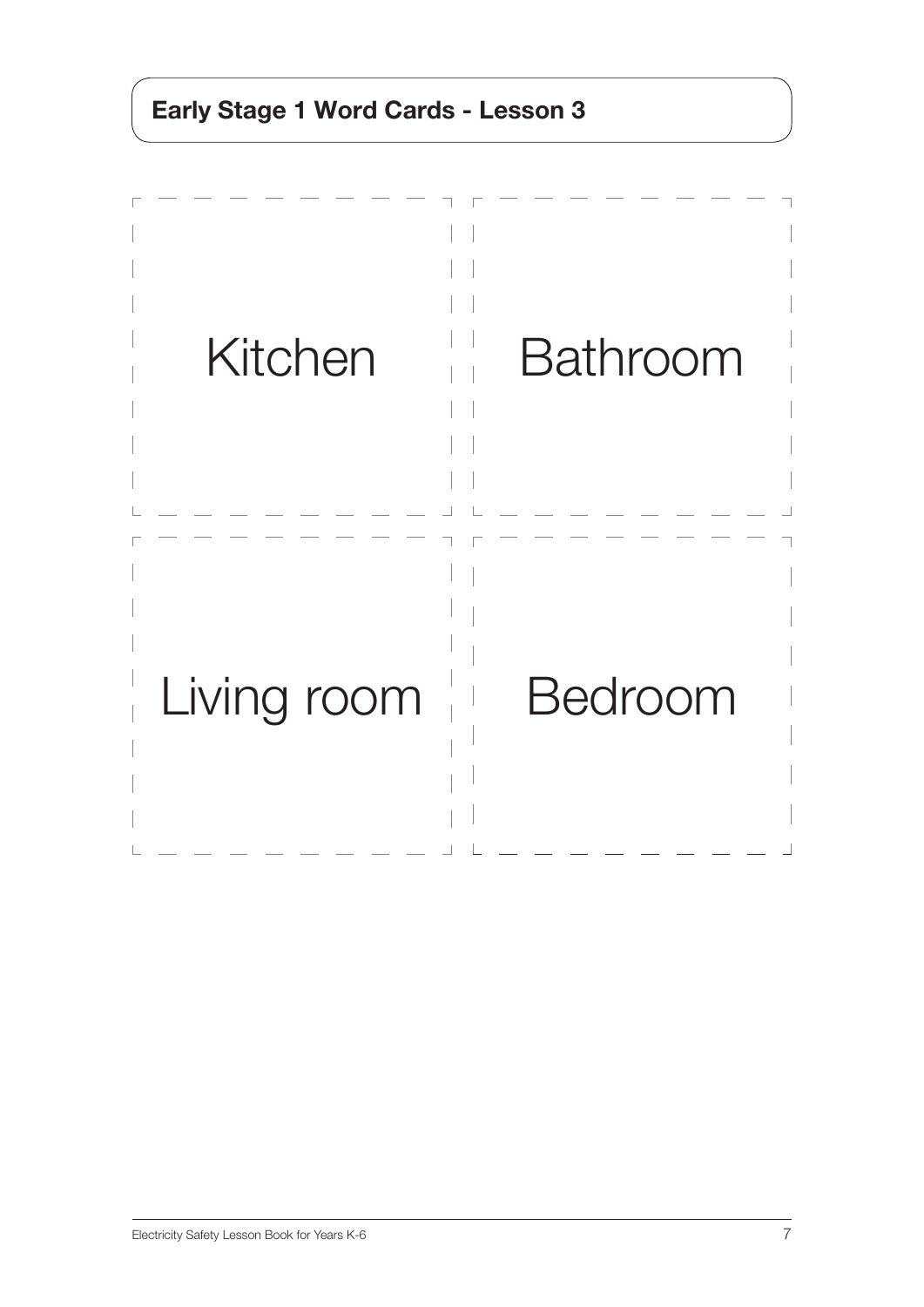## Early Stage 1 Word Cards - Lesson 3

| | |
|---|---|
| Kitchen | Bathroom |
| Living room | Bedroom |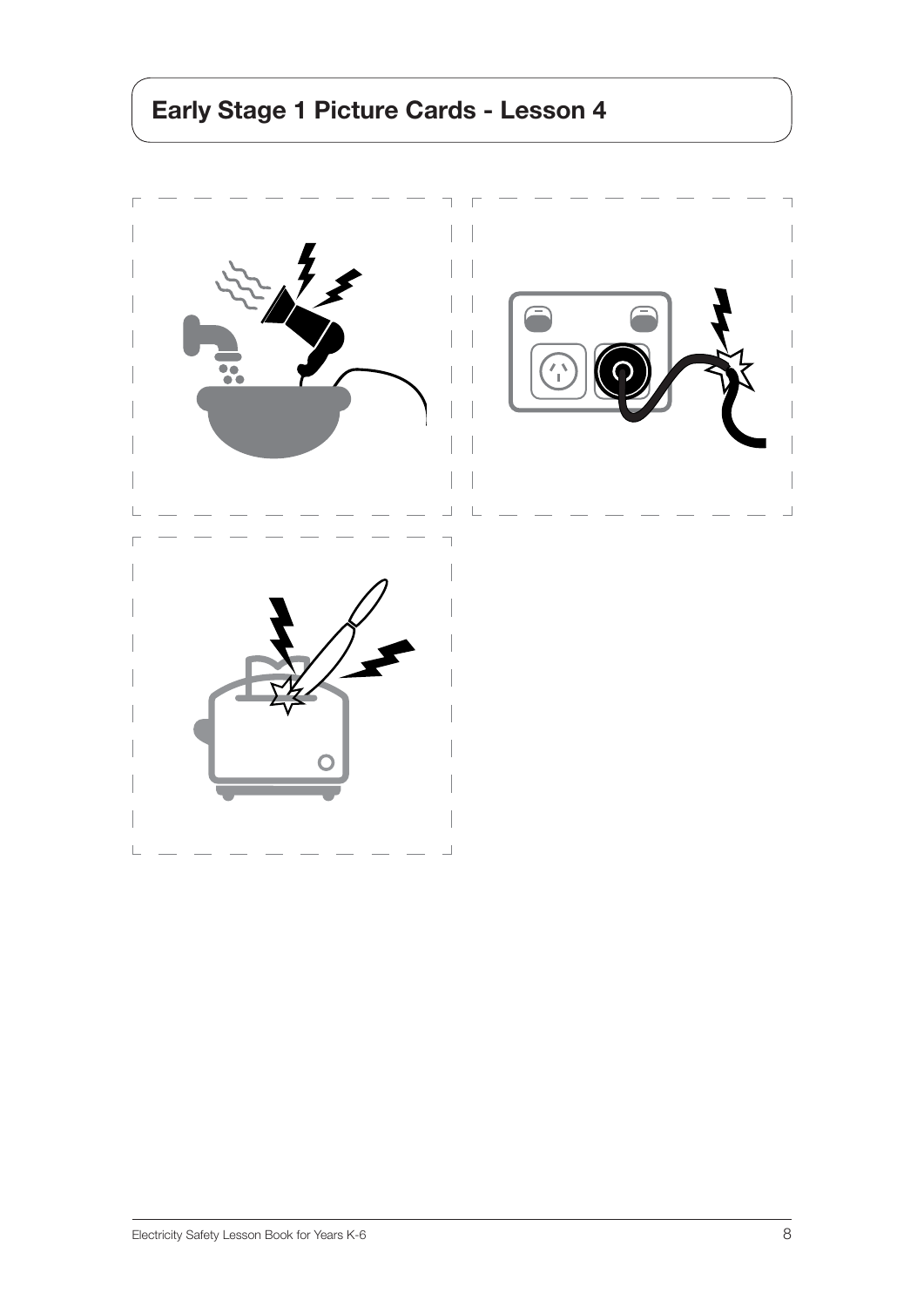## Early Stage 1 Picture Cards - Lesson 4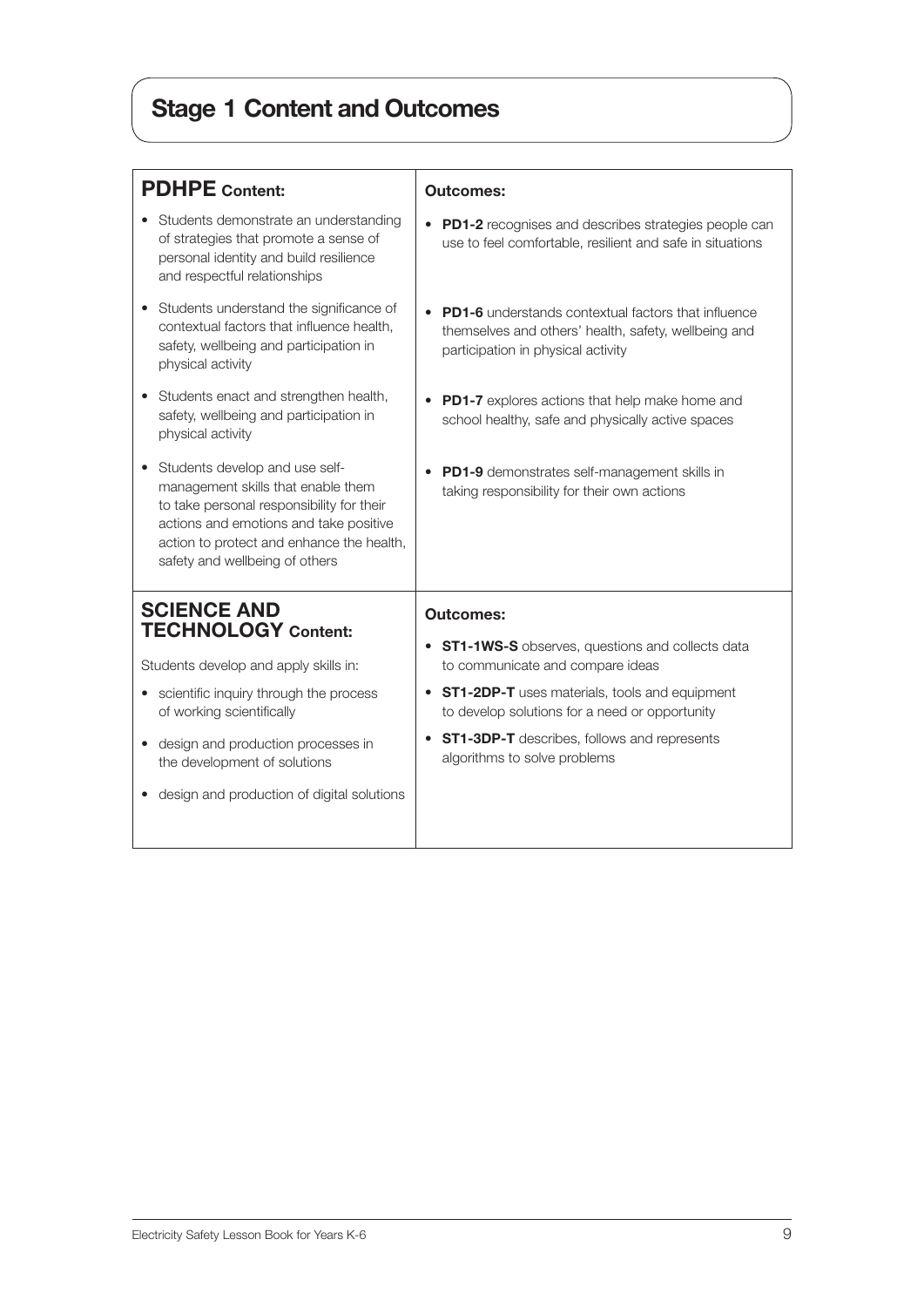# Stage 1 Content and Outcomes

| **PDHPE Content:** | **Outcomes:** |
|---|---|
| • Students demonstrate an understanding of strategies that promote a sense of personal identity and build resilience and respectful relationships | • **PD1-2** recognises and describes strategies people can use to feel comfortable, resilient and safe in situations |
| • Students understand the significance of contextual factors that influence health, safety, wellbeing and participation in physical activity | • **PD1-6** understands contextual factors that influence themselves and others' health, safety, wellbeing and participation in physical activity |
| • Students enact and strengthen health, safety, wellbeing and participation in physical activity | • **PD1-7** explores actions that help make home and school healthy, safe and physically active spaces |
| • Students develop and use self-management skills that enable them to take personal responsibility for their actions and emotions and take positive action to protect and enhance the health, safety and wellbeing of others | • **PD1-9** demonstrates self-management skills in taking responsibility for their own actions |
| **SCIENCE AND TECHNOLOGY Content:** | **Outcomes:** |
| Students develop and apply skills in:<br>• scientific inquiry through the process of working scientifically<br>• design and production processes in the development of solutions<br>• design and production of digital solutions | • **ST1-1WS-S** observes, questions and collects data to communicate and compare ideas<br>• **ST1-2DP-T** uses materials, tools and equipment to develop solutions for a need or opportunity<br>• **ST1-3DP-T** describes, follows and represents algorithms to solve problems |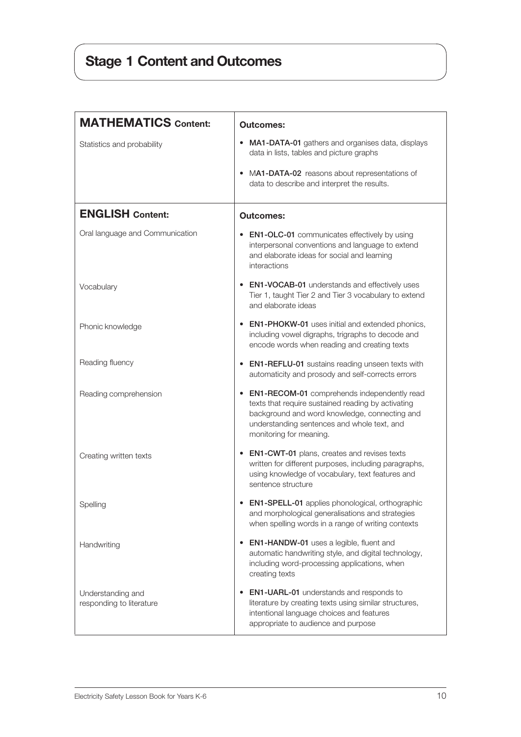# Stage 1 Content and Outcomes

| **MATHEMATICS Content:** | **Outcomes:** |
|---|---|
| Statistics and probability | • **MA1-DATA-01** gathers and organises data, displays data in lists, tables and picture graphs<br>• M**A1-DATA-02** reasons about representations of data to describe and interpret the results. |

| **ENGLISH Content:** | **Outcomes:** |
|---|---|
| Oral language and Communication | • **EN1-OLC-01** communicates effectively by using interpersonal conventions and language to extend and elaborate ideas for social and learning interactions |
| Vocabulary | • **EN1-VOCAB-01** understands and effectively uses Tier 1, taught Tier 2 and Tier 3 vocabulary to extend and elaborate ideas |
| Phonic knowledge | • **EN1-PHOKW-01** uses initial and extended phonics, including vowel digraphs, trigraphs to decode and encode words when reading and creating texts |
| Reading fluency | • **EN1-REFLU-01** sustains reading unseen texts with automaticity and prosody and self-corrects errors |
| Reading comprehension | • **EN1-RECOM-01** comprehends independently read texts that require sustained reading by activating background and word knowledge, connecting and understanding sentences and whole text, and monitoring for meaning. |
| Creating written texts | • **EN1-CWT-01** plans, creates and revises texts written for different purposes, including paragraphs, using knowledge of vocabulary, text features and sentence structure |
| Spelling | • **EN1-SPELL-01** applies phonological, orthographic and morphological generalisations and strategies when spelling words in a range of writing contexts |
| Handwriting | • **EN1-HANDW-01** uses a legible, fluent and automatic handwriting style, and digital technology, including word-processing applications, when creating texts |
| Understanding and responding to literature | • **EN1-UARL-01** understands and responds to literature by creating texts using similar structures, intentional language choices and features appropriate to audience and purpose |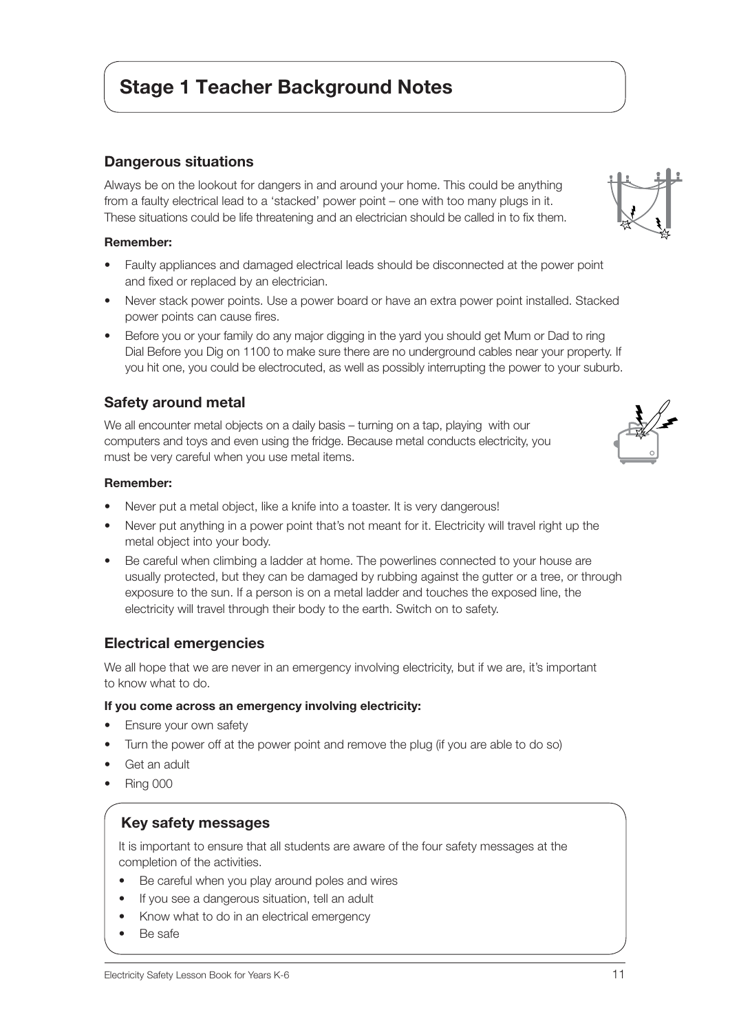# Stage 1 Teacher Background Notes

## Dangerous situations

Always be on the lookout for dangers in and around your home. This could be anything from a faulty electrical lead to a 'stacked' power point – one with too many plugs in it. These situations could be life threatening and an electrician should be called in to fix them.

**Remember:**

- Faulty appliances and damaged electrical leads should be disconnected at the power point and fixed or replaced by an electrician.
- Never stack power points. Use a power board or have an extra power point installed. Stacked power points can cause fires.
- Before you or your family do any major digging in the yard you should get Mum or Dad to ring Dial Before you Dig on 1100 to make sure there are no underground cables near your property. If you hit one, you could be electrocuted, as well as possibly interrupting the power to your suburb.

## Safety around metal

We all encounter metal objects on a daily basis – turning on a tap, playing with our computers and toys and even using the fridge. Because metal conducts electricity, you must be very careful when you use metal items.

**Remember:**

- Never put a metal object, like a knife into a toaster. It is very dangerous!
- Never put anything in a power point that's not meant for it. Electricity will travel right up the metal object into your body.
- Be careful when climbing a ladder at home. The powerlines connected to your house are usually protected, but they can be damaged by rubbing against the gutter or a tree, or through exposure to the sun. If a person is on a metal ladder and touches the exposed line, the electricity will travel through their body to the earth. Switch on to safety.

## Electrical emergencies

We all hope that we are never in an emergency involving electricity, but if we are, it's important to know what to do.

**If you come across an emergency involving electricity:**

- Ensure your own safety
- Turn the power off at the power point and remove the plug (if you are able to do so)
- Get an adult
- Ring 000

### Key safety messages

It is important to ensure that all students are aware of the four safety messages at the completion of the activities.

- Be careful when you play around poles and wires
- If you see a dangerous situation, tell an adult
- Know what to do in an electrical emergency
- Be safe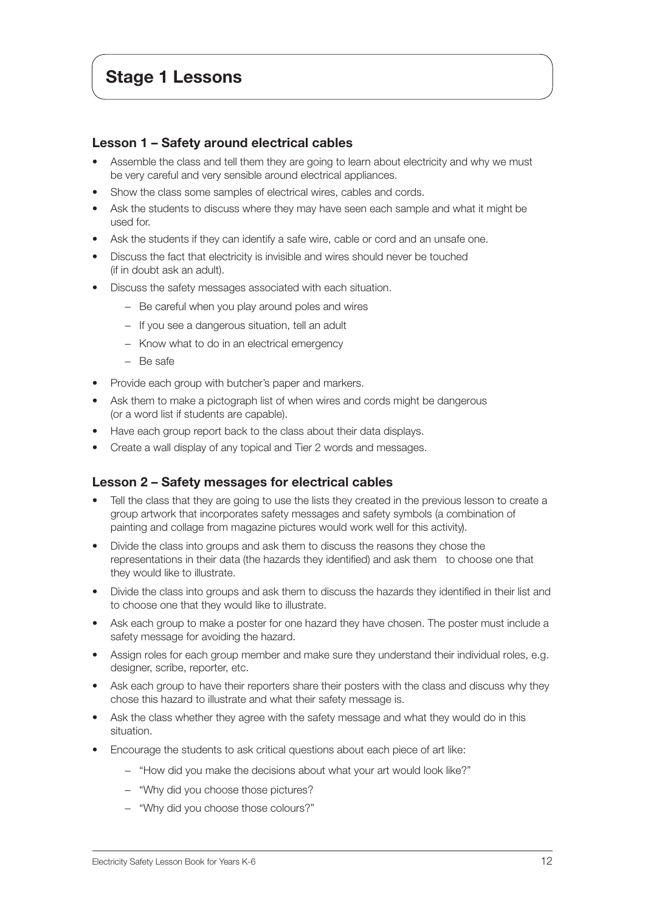# Stage 1 Lessons

### Lesson 1 – Safety around electrical cables

- Assemble the class and tell them they are going to learn about electricity and why we must be very careful and very sensible around electrical appliances.
- Show the class some samples of electrical wires, cables and cords.
- Ask the students to discuss where they may have seen each sample and what it might be used for.
- Ask the students if they can identify a safe wire, cable or cord and an unsafe one.
- Discuss the fact that electricity is invisible and wires should never be touched (if in doubt ask an adult).
- Discuss the safety messages associated with each situation.
  - Be careful when you play around poles and wires
  - If you see a dangerous situation, tell an adult
  - Know what to do in an electrical emergency
  - Be safe
- Provide each group with butcher's paper and markers.
- Ask them to make a pictograph list of when wires and cords might be dangerous (or a word list if students are capable).
- Have each group report back to the class about their data displays.
- Create a wall display of any topical and Tier 2 words and messages.

### Lesson 2 – Safety messages for electrical cables

- Tell the class that they are going to use the lists they created in the previous lesson to create a group artwork that incorporates safety messages and safety symbols (a combination of painting and collage from magazine pictures would work well for this activity).
- Divide the class into groups and ask them to discuss the reasons they chose the representations in their data (the hazards they identified) and ask them to choose one that they would like to illustrate.
- Divide the class into groups and ask them to discuss the hazards they identified in their list and to choose one that they would like to illustrate.
- Ask each group to make a poster for one hazard they have chosen. The poster must include a safety message for avoiding the hazard.
- Assign roles for each group member and make sure they understand their individual roles, e.g. designer, scribe, reporter, etc.
- Ask each group to have their reporters share their posters with the class and discuss why they chose this hazard to illustrate and what their safety message is.
- Ask the class whether they agree with the safety message and what they would do in this situation.
- Encourage the students to ask critical questions about each piece of art like:
  - "How did you make the decisions about what your art would look like?"
  - "Why did you choose those pictures?
  - "Why did you choose those colours?"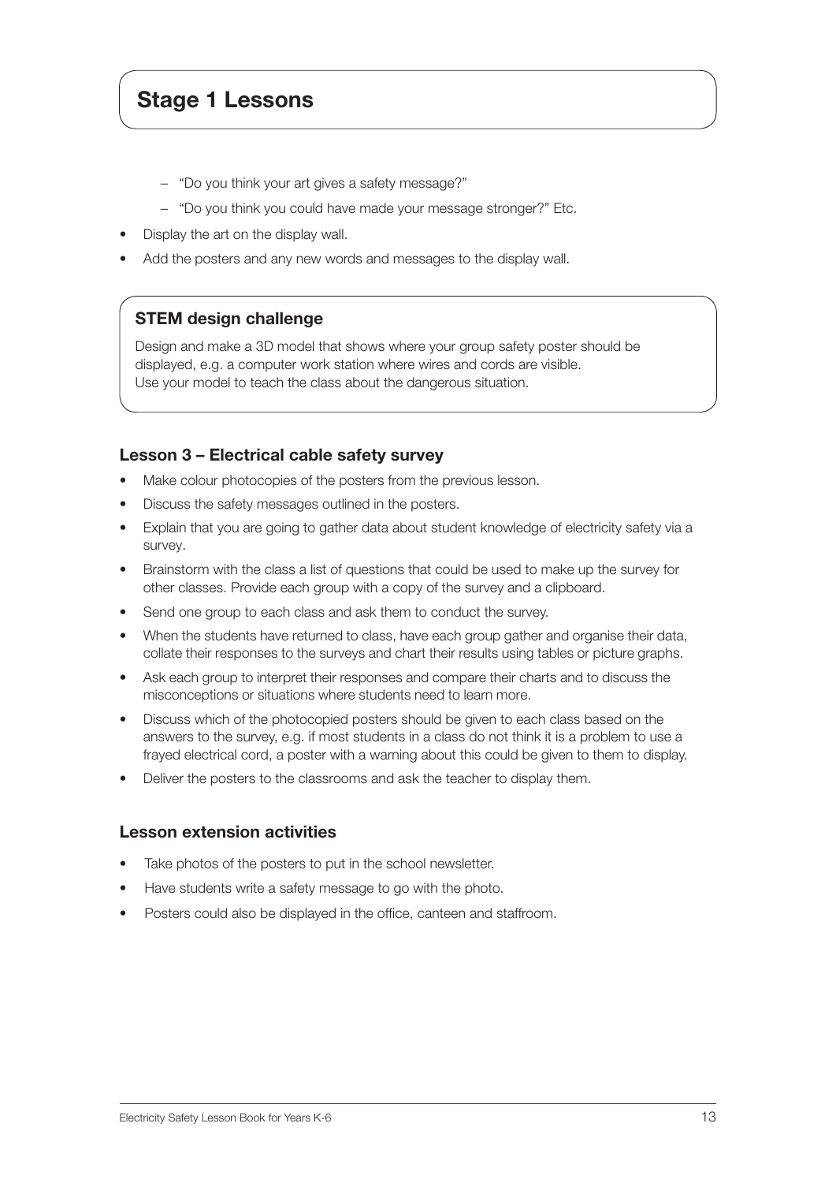## Stage 1 Lessons

  - "Do you think your art gives a safety message?"
  - "Do you think you could have made your message stronger?" Etc.
- Display the art on the display wall.
- Add the posters and any new words and messages to the display wall.

### STEM design challenge

Design and make a 3D model that shows where your group safety poster should be displayed, e.g. a computer work station where wires and cords are visible.
Use your model to teach the class about the dangerous situation.

### Lesson 3 – Electrical cable safety survey

- Make colour photocopies of the posters from the previous lesson.
- Discuss the safety messages outlined in the posters.
- Explain that you are going to gather data about student knowledge of electricity safety via a survey.
- Brainstorm with the class a list of questions that could be used to make up the survey for other classes. Provide each group with a copy of the survey and a clipboard.
- Send one group to each class and ask them to conduct the survey.
- When the students have returned to class, have each group gather and organise their data, collate their responses to the surveys and chart their results using tables or picture graphs.
- Ask each group to interpret their responses and compare their charts and to discuss the misconceptions or situations where students need to learn more.
- Discuss which of the photocopied posters should be given to each class based on the answers to the survey, e.g. if most students in a class do not think it is a problem to use a frayed electrical cord, a poster with a warning about this could be given to them to display.
- Deliver the posters to the classrooms and ask the teacher to display them.

### Lesson extension activities

- Take photos of the posters to put in the school newsletter.
- Have students write a safety message to go with the photo.
- Posters could also be displayed in the office, canteen and staffroom.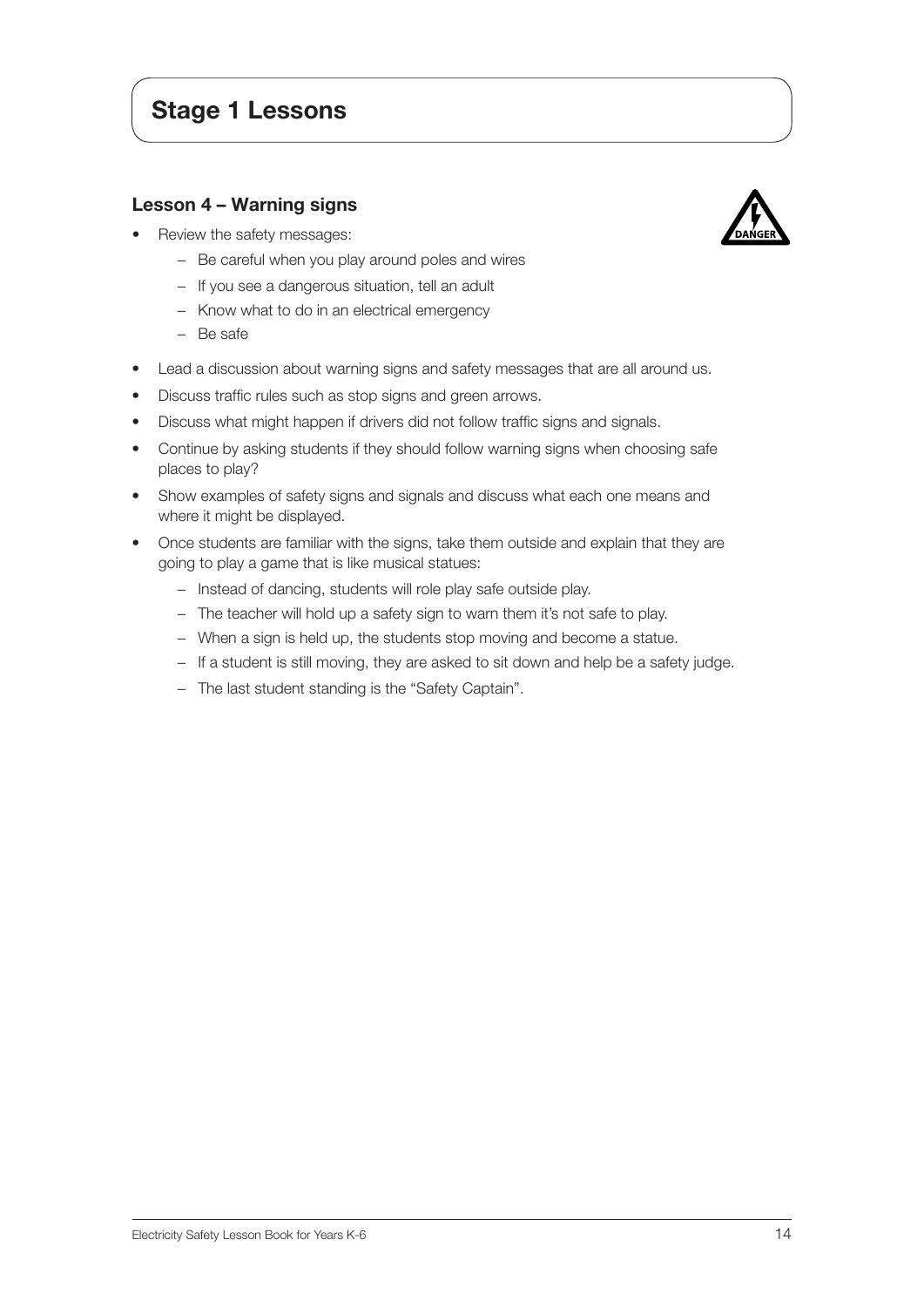# Stage 1 Lessons

## Lesson 4 – Warning signs

- Review the safety messages:
  - Be careful when you play around poles and wires
  - If you see a dangerous situation, tell an adult
  - Know what to do in an electrical emergency
  - Be safe
- Lead a discussion about warning signs and safety messages that are all around us.
- Discuss traffic rules such as stop signs and green arrows.
- Discuss what might happen if drivers did not follow traffic signs and signals.
- Continue by asking students if they should follow warning signs when choosing safe places to play?
- Show examples of safety signs and signals and discuss what each one means and where it might be displayed.
- Once students are familiar with the signs, take them outside and explain that they are going to play a game that is like musical statues:
  - Instead of dancing, students will role play safe outside play.
  - The teacher will hold up a safety sign to warn them it's not safe to play.
  - When a sign is held up, the students stop moving and become a statue.
  - If a student is still moving, they are asked to sit down and help be a safety judge.
  - The last student standing is the "Safety Captain".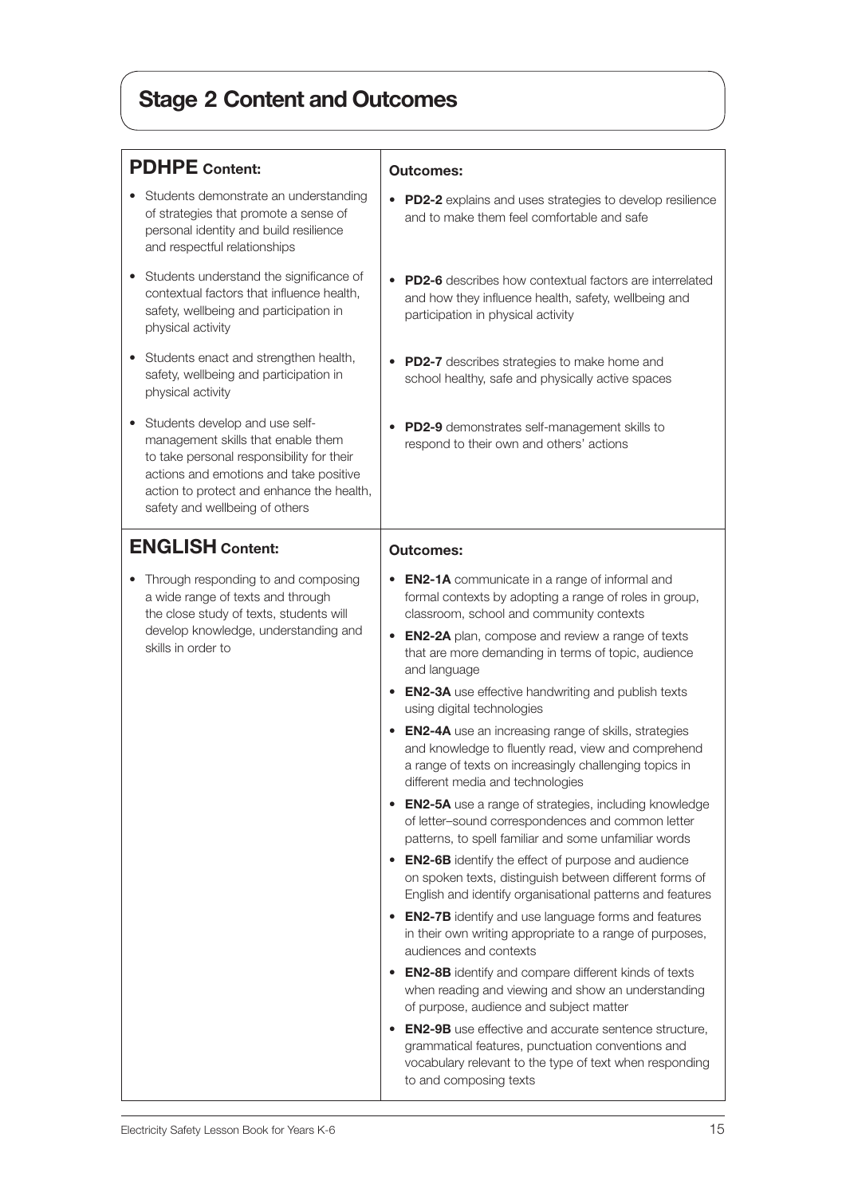# Stage 2 Content and Outcomes

| **PDHPE Content:** | **Outcomes:** |
| --- | --- |
| • Students demonstrate an understanding of strategies that promote a sense of personal identity and build resilience and respectful relationships | • **PD2-2** explains and uses strategies to develop resilience and to make them feel comfortable and safe |
| • Students understand the significance of contextual factors that influence health, safety, wellbeing and participation in physical activity | • **PD2-6** describes how contextual factors are interrelated and how they influence health, safety, wellbeing and participation in physical activity |
| • Students enact and strengthen health, safety, wellbeing and participation in physical activity | • **PD2-7** describes strategies to make home and school healthy, safe and physically active spaces |
| • Students develop and use self-management skills that enable them to take personal responsibility for their actions and emotions and take positive action to protect and enhance the health, safety and wellbeing of others | • **PD2-9** demonstrates self-management skills to respond to their own and others' actions |

| **ENGLISH Content:** | **Outcomes:** |
| --- | --- |
| • Through responding to and composing a wide range of texts and through the close study of texts, students will develop knowledge, understanding and skills in order to | • **EN2-1A** communicate in a range of informal and formal contexts by adopting a range of roles in group, classroom, school and community contexts<br>• **EN2-2A** plan, compose and review a range of texts that are more demanding in terms of topic, audience and language<br>• **EN2-3A** use effective handwriting and publish texts using digital technologies<br>• **EN2-4A** use an increasing range of skills, strategies and knowledge to fluently read, view and comprehend a range of texts on increasingly challenging topics in different media and technologies<br>• **EN2-5A** use a range of strategies, including knowledge of letter–sound correspondences and common letter patterns, to spell familiar and some unfamiliar words<br>• **EN2-6B** identify the effect of purpose and audience on spoken texts, distinguish between different forms of English and identify organisational patterns and features<br>• **EN2-7B** identify and use language forms and features in their own writing appropriate to a range of purposes, audiences and contexts<br>• **EN2-8B** identify and compare different kinds of texts when reading and viewing and show an understanding of purpose, audience and subject matter<br>• **EN2-9B** use effective and accurate sentence structure, grammatical features, punctuation conventions and vocabulary relevant to the type of text when responding to and composing texts |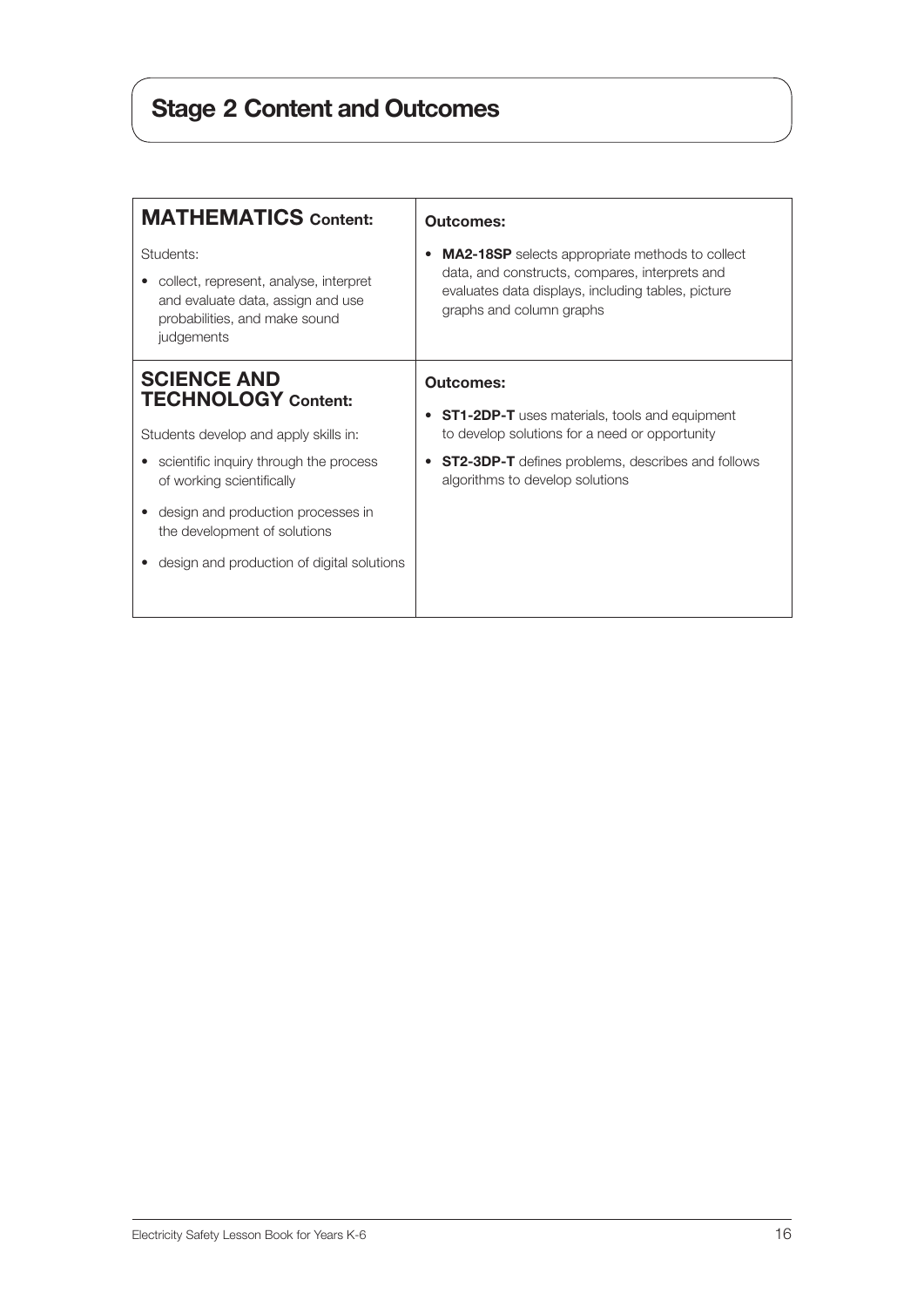# Stage 2 Content and Outcomes

| **MATHEMATICS Content:** | **Outcomes:** |
| --- | --- |
| Students:<br>• collect, represent, analyse, interpret and evaluate data, assign and use probabilities, and make sound judgements | • **MA2-18SP** selects appropriate methods to collect data, and constructs, compares, interprets and evaluates data displays, including tables, picture graphs and column graphs |
| **SCIENCE AND TECHNOLOGY Content:**<br>Students develop and apply skills in:<br>• scientific inquiry through the process of working scientifically<br>• design and production processes in the development of solutions<br>• design and production of digital solutions | **Outcomes:**<br>• **ST1-2DP-T** uses materials, tools and equipment to develop solutions for a need or opportunity<br>• **ST2-3DP-T** defines problems, describes and follows algorithms to develop solutions |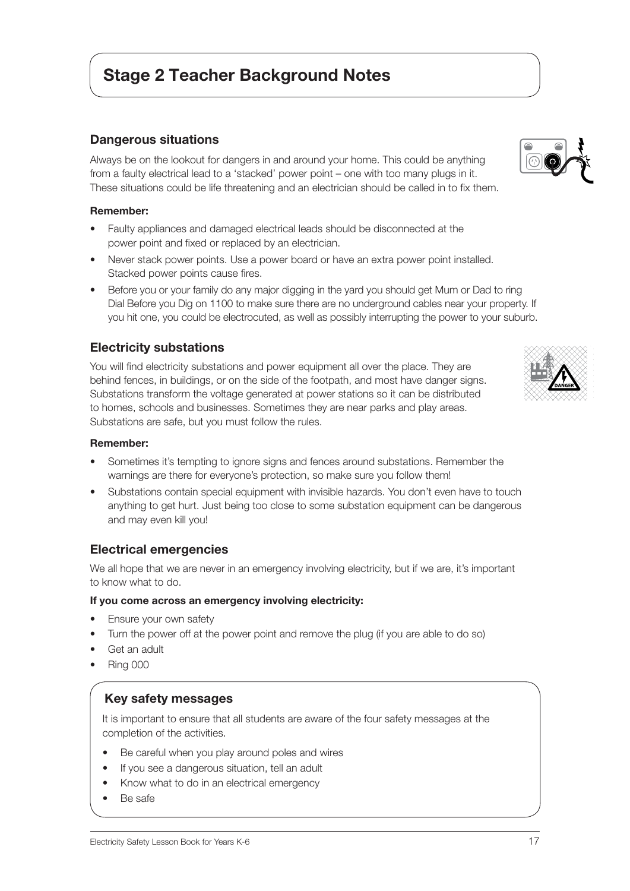# Stage 2 Teacher Background Notes

## Dangerous situations

Always be on the lookout for dangers in and around your home. This could be anything from a faulty electrical lead to a 'stacked' power point – one with too many plugs in it. These situations could be life threatening and an electrician should be called in to fix them.

**Remember:**

- Faulty appliances and damaged electrical leads should be disconnected at the power point and fixed or replaced by an electrician.
- Never stack power points. Use a power board or have an extra power point installed. Stacked power points cause fires.
- Before you or your family do any major digging in the yard you should get Mum or Dad to ring Dial Before you Dig on 1100 to make sure there are no underground cables near your property. If you hit one, you could be electrocuted, as well as possibly interrupting the power to your suburb.

## Electricity substations

You will find electricity substations and power equipment all over the place. They are behind fences, in buildings, or on the side of the footpath, and most have danger signs. Substations transform the voltage generated at power stations so it can be distributed to homes, schools and businesses. Sometimes they are near parks and play areas. Substations are safe, but you must follow the rules.

**Remember:**

- Sometimes it's tempting to ignore signs and fences around substations. Remember the warnings are there for everyone's protection, so make sure you follow them!
- Substations contain special equipment with invisible hazards. You don't even have to touch anything to get hurt. Just being too close to some substation equipment can be dangerous and may even kill you!

## Electrical emergencies

We all hope that we are never in an emergency involving electricity, but if we are, it's important to know what to do.

**If you come across an emergency involving electricity:**

- Ensure your own safety
- Turn the power off at the power point and remove the plug (if you are able to do so)
- Get an adult
- Ring 000

## Key safety messages

It is important to ensure that all students are aware of the four safety messages at the completion of the activities.

- Be careful when you play around poles and wires
- If you see a dangerous situation, tell an adult
- Know what to do in an electrical emergency
- Be safe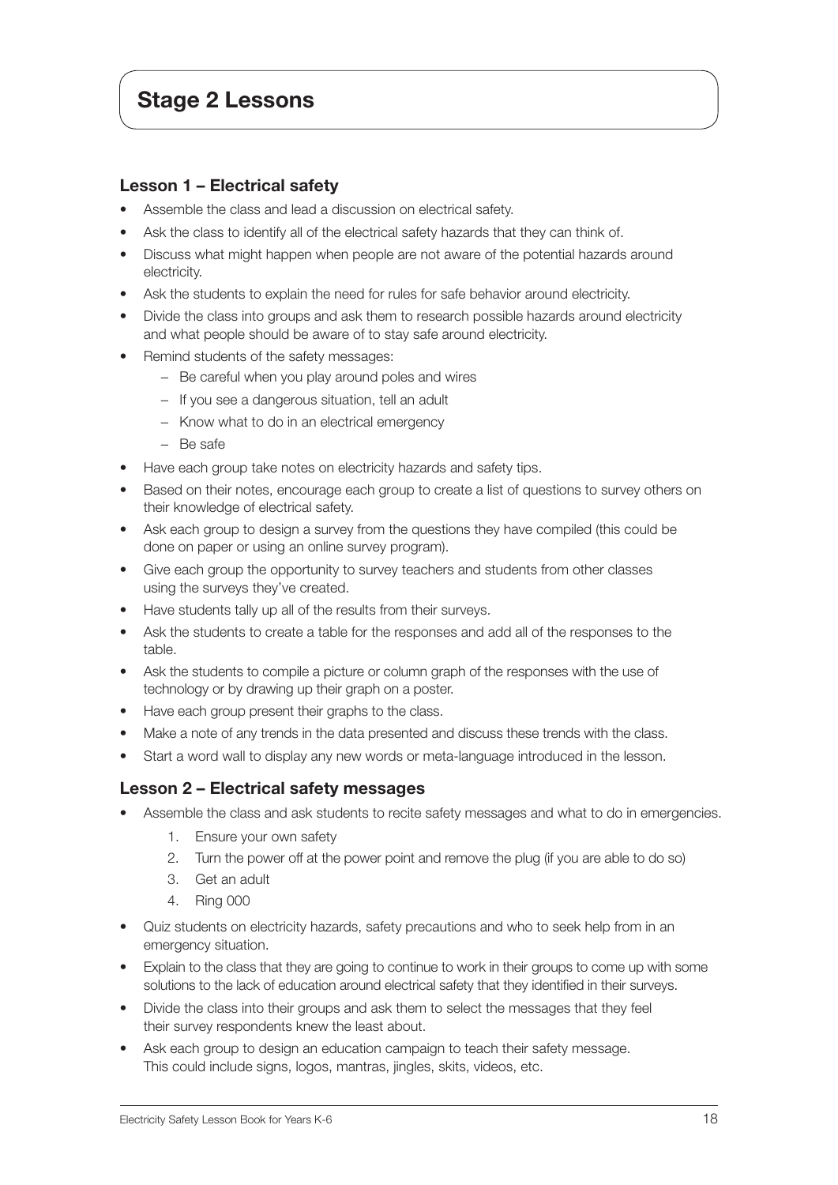# Stage 2 Lessons

### Lesson 1 – Electrical safety

- Assemble the class and lead a discussion on electrical safety.
- Ask the class to identify all of the electrical safety hazards that they can think of.
- Discuss what might happen when people are not aware of the potential hazards around electricity.
- Ask the students to explain the need for rules for safe behavior around electricity.
- Divide the class into groups and ask them to research possible hazards around electricity and what people should be aware of to stay safe around electricity.
- Remind students of the safety messages:
  - Be careful when you play around poles and wires
  - If you see a dangerous situation, tell an adult
  - Know what to do in an electrical emergency
  - Be safe
- Have each group take notes on electricity hazards and safety tips.
- Based on their notes, encourage each group to create a list of questions to survey others on their knowledge of electrical safety.
- Ask each group to design a survey from the questions they have compiled (this could be done on paper or using an online survey program).
- Give each group the opportunity to survey teachers and students from other classes using the surveys they've created.
- Have students tally up all of the results from their surveys.
- Ask the students to create a table for the responses and add all of the responses to the table.
- Ask the students to compile a picture or column graph of the responses with the use of technology or by drawing up their graph on a poster.
- Have each group present their graphs to the class.
- Make a note of any trends in the data presented and discuss these trends with the class.
- Start a word wall to display any new words or meta-language introduced in the lesson.

### Lesson 2 – Electrical safety messages

- Assemble the class and ask students to recite safety messages and what to do in emergencies.
  1. Ensure your own safety
  2. Turn the power off at the power point and remove the plug (if you are able to do so)
  3. Get an adult
  4. Ring 000
- Quiz students on electricity hazards, safety precautions and who to seek help from in an emergency situation.
- Explain to the class that they are going to continue to work in their groups to come up with some solutions to the lack of education around electrical safety that they identified in their surveys.
- Divide the class into their groups and ask them to select the messages that they feel their survey respondents knew the least about.
- Ask each group to design an education campaign to teach their safety message. This could include signs, logos, mantras, jingles, skits, videos, etc.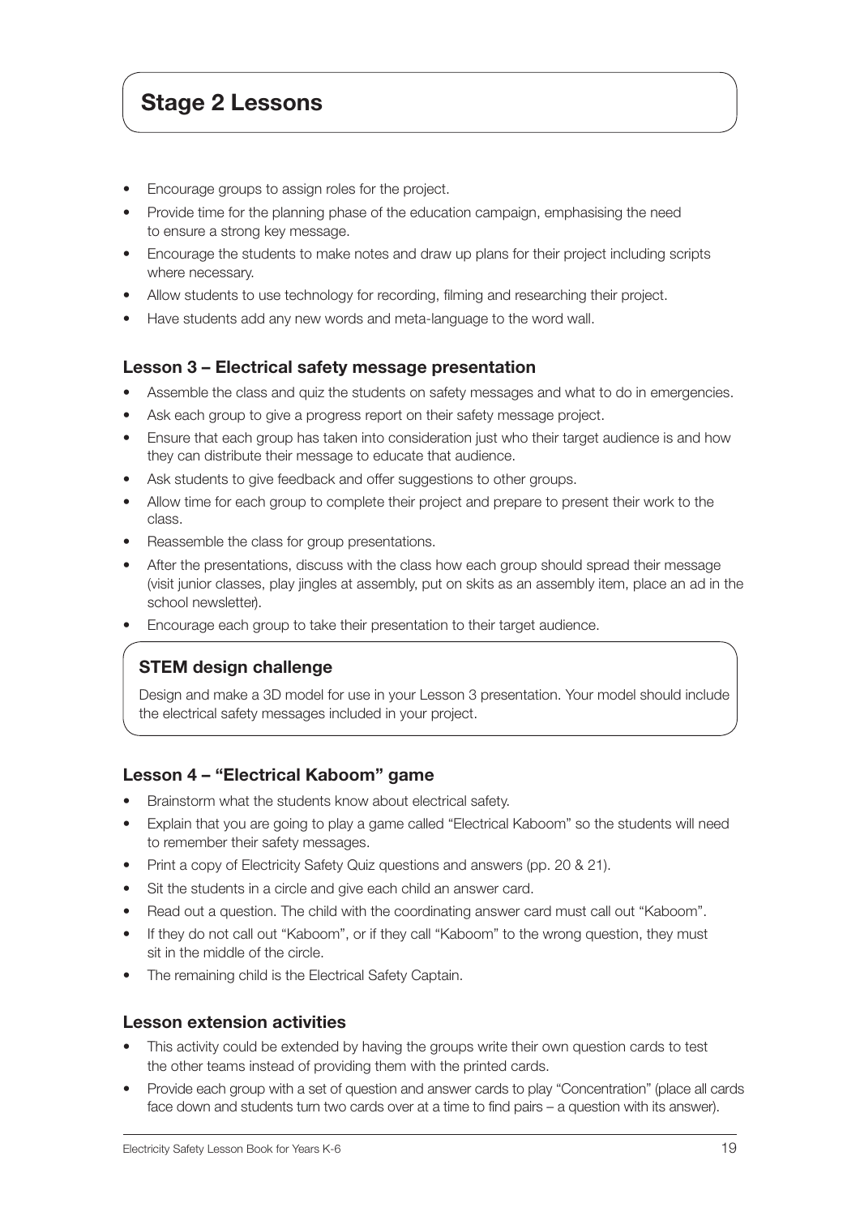# Stage 2 Lessons

- Encourage groups to assign roles for the project.
- Provide time for the planning phase of the education campaign, emphasising the need to ensure a strong key message.
- Encourage the students to make notes and draw up plans for their project including scripts where necessary.
- Allow students to use technology for recording, filming and researching their project.
- Have students add any new words and meta-language to the word wall.

### Lesson 3 – Electrical safety message presentation

- Assemble the class and quiz the students on safety messages and what to do in emergencies.
- Ask each group to give a progress report on their safety message project.
- Ensure that each group has taken into consideration just who their target audience is and how they can distribute their message to educate that audience.
- Ask students to give feedback and offer suggestions to other groups.
- Allow time for each group to complete their project and prepare to present their work to the class.
- Reassemble the class for group presentations.
- After the presentations, discuss with the class how each group should spread their message (visit junior classes, play jingles at assembly, put on skits as an assembly item, place an ad in the school newsletter).
- Encourage each group to take their presentation to their target audience.

### STEM design challenge

Design and make a 3D model for use in your Lesson 3 presentation. Your model should include the electrical safety messages included in your project.

### Lesson 4 – "Electrical Kaboom" game

- Brainstorm what the students know about electrical safety.
- Explain that you are going to play a game called "Electrical Kaboom" so the students will need to remember their safety messages.
- Print a copy of Electricity Safety Quiz questions and answers (pp. 20 & 21).
- Sit the students in a circle and give each child an answer card.
- Read out a question. The child with the coordinating answer card must call out "Kaboom".
- If they do not call out "Kaboom", or if they call "Kaboom" to the wrong question, they must sit in the middle of the circle.
- The remaining child is the Electrical Safety Captain.

### Lesson extension activities

- This activity could be extended by having the groups write their own question cards to test the other teams instead of providing them with the printed cards.
- Provide each group with a set of question and answer cards to play "Concentration" (place all cards face down and students turn two cards over at a time to find pairs – a question with its answer).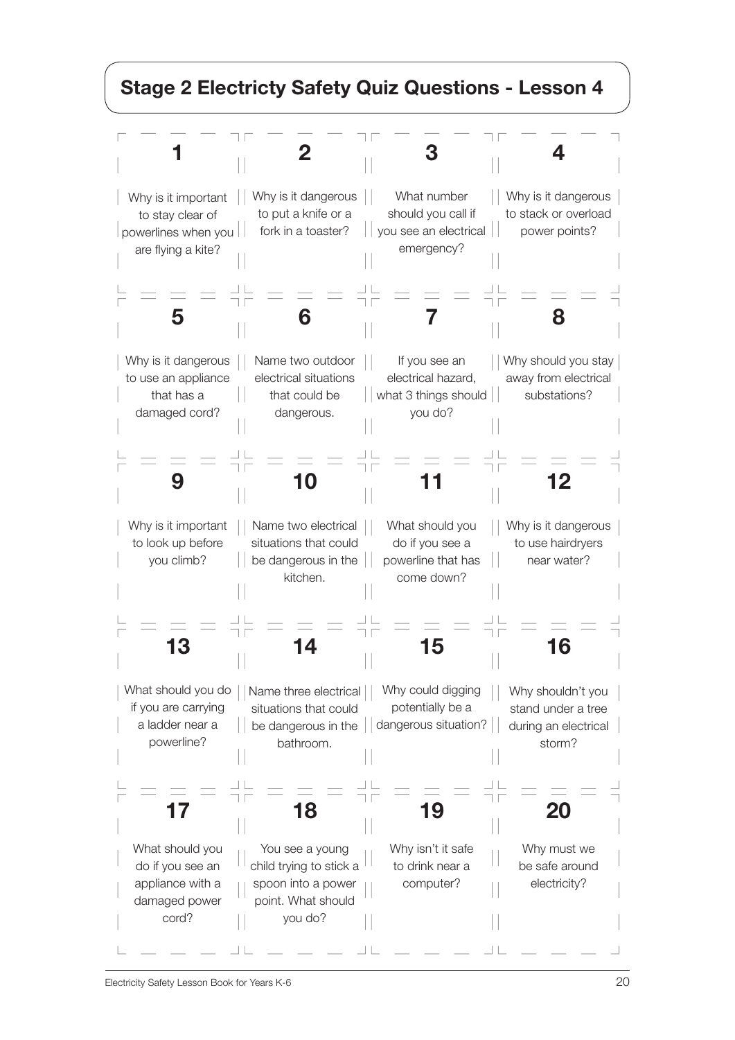## Stage 2 Electricty Safety Quiz Questions - Lesson 4

| 1 | 2 | 3 | 4 |
|---|---|---|---|
| Why is it important to stay clear of powerlines when you are flying a kite? | Why is it dangerous to put a knife or a fork in a toaster? | What number should you call if you see an electrical emergency? | Why is it dangerous to stack or overload power points? |
| **5** | **6** | **7** | **8** |
| Why is it dangerous to use an appliance that has a damaged cord? | Name two outdoor electrical situations that could be dangerous. | If you see an electrical hazard, what 3 things should you do? | Why should you stay away from electrical substations? |
| **9** | **10** | **11** | **12** |
| Why is it important to look up before you climb? | Name two electrical situations that could be dangerous in the kitchen. | What should you do if you see a powerline that has come down? | Why is it dangerous to use hairdryers near water? |
| **13** | **14** | **15** | **16** |
| What should you do if you are carrying a ladder near a powerline? | Name three electrical situations that could be dangerous in the bathroom. | Why could digging potentially be a dangerous situation? | Why shouldn't you stand under a tree during an electrical storm? |
| **17** | **18** | **19** | **20** |
| What should you do if you see an appliance with a damaged power cord? | You see a young child trying to stick a spoon into a power point. What should you do? | Why isn't it safe to drink near a computer? | Why must we be safe around electricity? |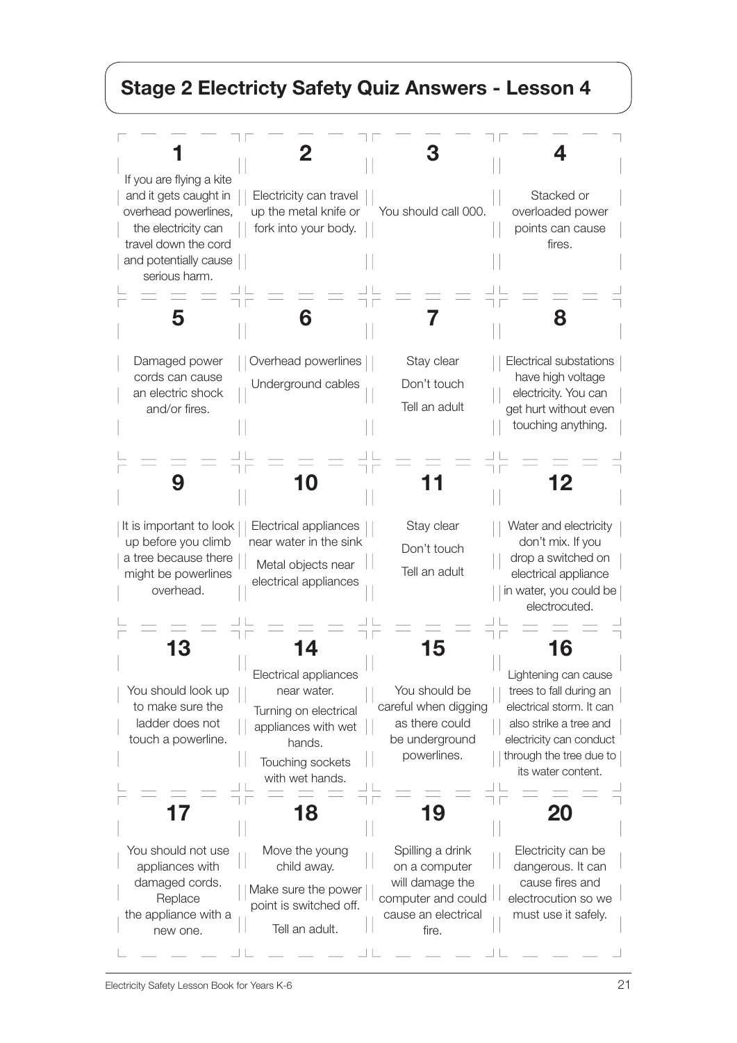## Stage 2 Electricty Safety Quiz Answers - Lesson 4

**1**

If you are flying a kite and it gets caught in overhead powerlines, the electricity can travel down the cord and potentially cause serious harm.

**2**

Electricity can travel up the metal knife or fork into your body.

**3**

You should call 000.

**4**

Stacked or overloaded power points can cause fires.

**5**

Damaged power cords can cause an electric shock and/or fires.

**6**

Overhead powerlines

Underground cables

**7**

Stay clear

Don't touch

Tell an adult

**8**

Electrical substations have high voltage electricity. You can get hurt without even touching anything.

**9**

It is important to look up before you climb a tree because there might be powerlines overhead.

**10**

Electrical appliances near water in the sink

Metal objects near electrical appliances

**11**

Stay clear

Don't touch

Tell an adult

**12**

Water and electricity don't mix. If you drop a switched on electrical appliance in water, you could be electrocuted.

**13**

You should look up to make sure the ladder does not touch a powerline.

**14**

Electrical appliances near water.

Turning on electrical appliances with wet hands.

Touching sockets with wet hands.

**15**

You should be careful when digging as there could be underground powerlines.

**16**

Lightening can cause trees to fall during an electrical storm. It can also strike a tree and electricity can conduct through the tree due to its water content.

**17**

You should not use appliances with damaged cords. Replace the appliance with a new one.

**18**

Move the young child away.

Make sure the power point is switched off.

Tell an adult.

**19**

Spilling a drink on a computer will damage the computer and could cause an electrical fire.

**20**

Electricity can be dangerous. It can cause fires and electrocution so we must use it safely.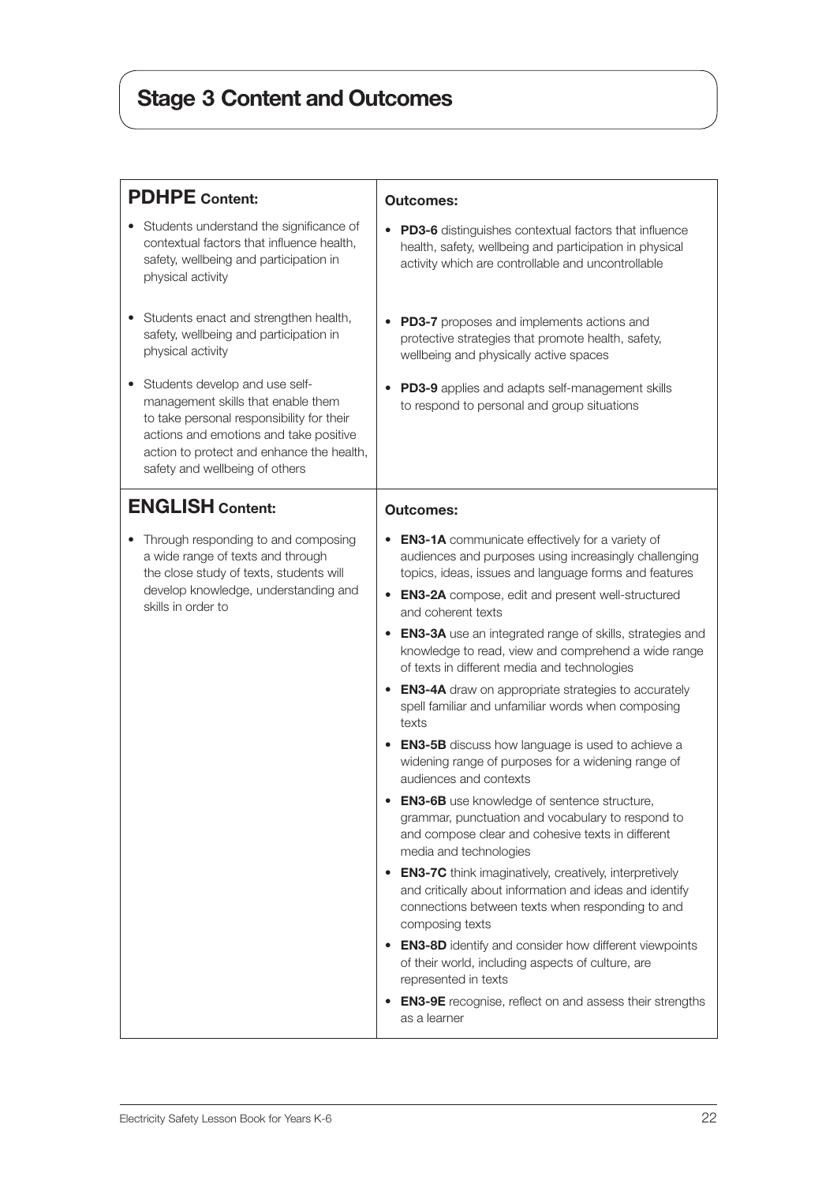# Stage 3 Content and Outcomes

| PDHPE Content: | Outcomes: |
|---|---|
| • Students understand the significance of contextual factors that influence health, safety, wellbeing and participation in physical activity | • **PD3-6** distinguishes contextual factors that influence health, safety, wellbeing and participation in physical activity which are controllable and uncontrollable |
| • Students enact and strengthen health, safety, wellbeing and participation in physical activity | • **PD3-7** proposes and implements actions and protective strategies that promote health, safety, wellbeing and physically active spaces |
| • Students develop and use self-management skills that enable them to take personal responsibility for their actions and emotions and take positive action to protect and enhance the health, safety and wellbeing of others | • **PD3-9** applies and adapts self-management skills to respond to personal and group situations |

| ENGLISH Content: | Outcomes: |
|---|---|
| • Through responding to and composing a wide range of texts and through the close study of texts, students will develop knowledge, understanding and skills in order to | • **EN3-1A** communicate effectively for a variety of audiences and purposes using increasingly challenging topics, ideas, issues and language forms and features<br>• **EN3-2A** compose, edit and present well-structured and coherent texts<br>• **EN3-3A** use an integrated range of skills, strategies and knowledge to read, view and comprehend a wide range of texts in different media and technologies<br>• **EN3-4A** draw on appropriate strategies to accurately spell familiar and unfamiliar words when composing texts<br>• **EN3-5B** discuss how language is used to achieve a widening range of purposes for a widening range of audiences and contexts<br>• **EN3-6B** use knowledge of sentence structure, grammar, punctuation and vocabulary to respond to and compose clear and cohesive texts in different media and technologies<br>• **EN3-7C** think imaginatively, creatively, interpretively and critically about information and ideas and identify connections between texts when responding to and composing texts<br>• **EN3-8D** identify and consider how different viewpoints of their world, including aspects of culture, are represented in texts<br>• **EN3-9E** recognise, reflect on and assess their strengths as a learner |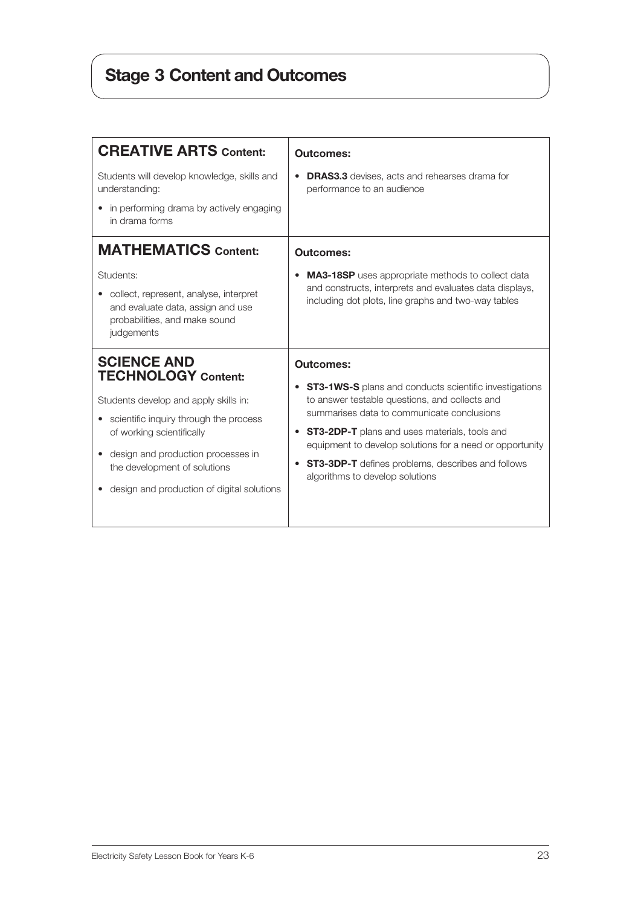# Stage 3 Content and Outcomes

| CREATIVE ARTS Content: | Outcomes: |
| --- | --- |
| Students will develop knowledge, skills and understanding:<br>• in performing drama by actively engaging in drama forms | • **DRAS3.3** devises, acts and rehearses drama for performance to an audience |
| **MATHEMATICS Content:** | **Outcomes:** |
| Students:<br>• collect, represent, analyse, interpret and evaluate data, assign and use probabilities, and make sound judgements | • **MA3-18SP** uses appropriate methods to collect data and constructs, interprets and evaluates data displays, including dot plots, line graphs and two-way tables |
| **SCIENCE AND TECHNOLOGY Content:** | **Outcomes:** |
| Students develop and apply skills in:<br>• scientific inquiry through the process of working scientifically<br>• design and production processes in the development of solutions<br>• design and production of digital solutions | • **ST3-1WS-S** plans and conducts scientific investigations to answer testable questions, and collects and summarises data to communicate conclusions<br>• **ST3-2DP-T** plans and uses materials, tools and equipment to develop solutions for a need or opportunity<br>• **ST3-3DP-T** defines problems, describes and follows algorithms to develop solutions |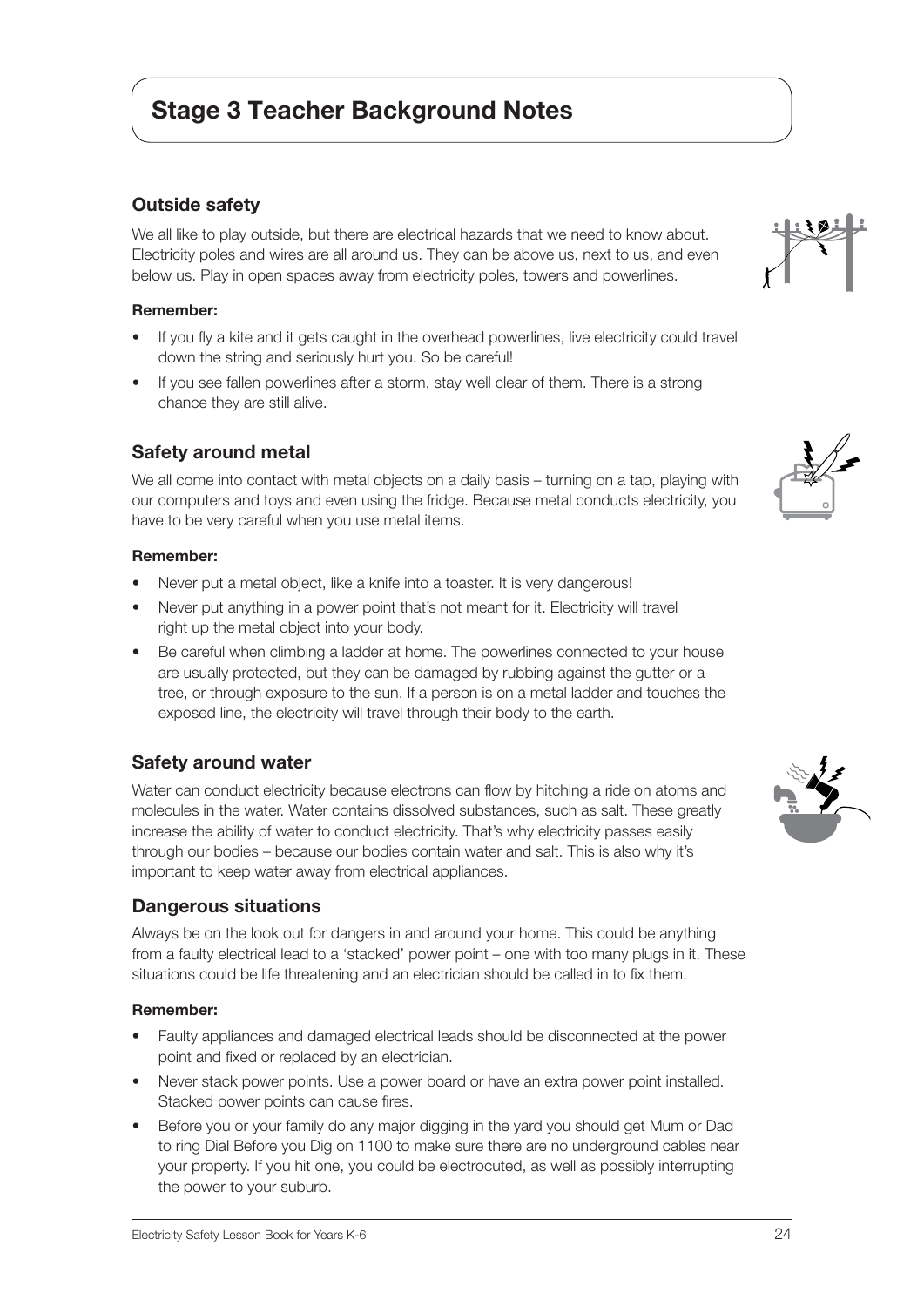# Stage 3 Teacher Background Notes

## Outside safety

We all like to play outside, but there are electrical hazards that we need to know about. Electricity poles and wires are all around us. They can be above us, next to us, and even below us. Play in open spaces away from electricity poles, towers and powerlines.

**Remember:**

- If you fly a kite and it gets caught in the overhead powerlines, live electricity could travel down the string and seriously hurt you. So be careful!
- If you see fallen powerlines after a storm, stay well clear of them. There is a strong chance they are still alive.

## Safety around metal

We all come into contact with metal objects on a daily basis – turning on a tap, playing with our computers and toys and even using the fridge. Because metal conducts electricity, you have to be very careful when you use metal items.

**Remember:**

- Never put a metal object, like a knife into a toaster. It is very dangerous!
- Never put anything in a power point that's not meant for it. Electricity will travel right up the metal object into your body.
- Be careful when climbing a ladder at home. The powerlines connected to your house are usually protected, but they can be damaged by rubbing against the gutter or a tree, or through exposure to the sun. If a person is on a metal ladder and touches the exposed line, the electricity will travel through their body to the earth.

## Safety around water

Water can conduct electricity because electrons can flow by hitching a ride on atoms and molecules in the water. Water contains dissolved substances, such as salt. These greatly increase the ability of water to conduct electricity. That's why electricity passes easily through our bodies – because our bodies contain water and salt. This is also why it's important to keep water away from electrical appliances.

## Dangerous situations

Always be on the look out for dangers in and around your home. This could be anything from a faulty electrical lead to a 'stacked' power point – one with too many plugs in it. These situations could be life threatening and an electrician should be called in to fix them.

**Remember:**

- Faulty appliances and damaged electrical leads should be disconnected at the power point and fixed or replaced by an electrician.
- Never stack power points. Use a power board or have an extra power point installed. Stacked power points can cause fires.
- Before you or your family do any major digging in the yard you should get Mum or Dad to ring Dial Before you Dig on 1100 to make sure there are no underground cables near your property. If you hit one, you could be electrocuted, as well as possibly interrupting the power to your suburb.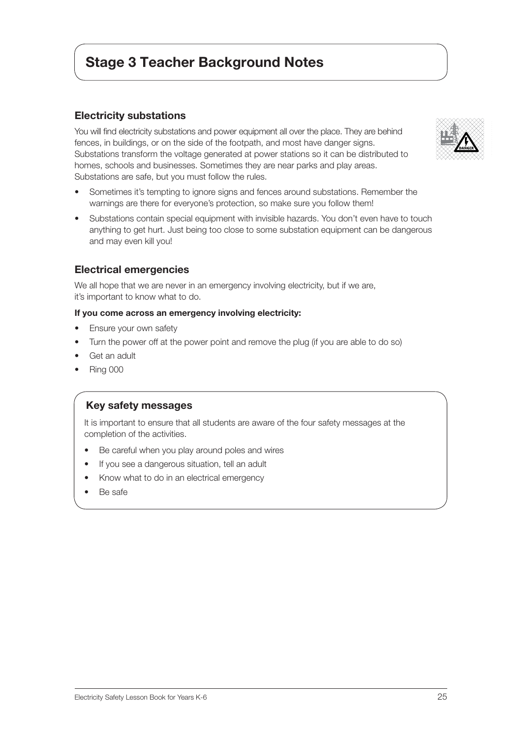# Stage 3 Teacher Background Notes

## Electricity substations

You will find electricity substations and power equipment all over the place. They are behind fences, in buildings, or on the side of the footpath, and most have danger signs. Substations transform the voltage generated at power stations so it can be distributed to homes, schools and businesses. Sometimes they are near parks and play areas. Substations are safe, but you must follow the rules.

- Sometimes it's tempting to ignore signs and fences around substations. Remember the warnings are there for everyone's protection, so make sure you follow them!
- Substations contain special equipment with invisible hazards. You don't even have to touch anything to get hurt. Just being too close to some substation equipment can be dangerous and may even kill you!

## Electrical emergencies

We all hope that we are never in an emergency involving electricity, but if we are, it's important to know what to do.

**If you come across an emergency involving electricity:**

- Ensure your own safety
- Turn the power off at the power point and remove the plug (if you are able to do so)
- Get an adult
- Ring 000

### Key safety messages

It is important to ensure that all students are aware of the four safety messages at the completion of the activities.

- Be careful when you play around poles and wires
- If you see a dangerous situation, tell an adult
- Know what to do in an electrical emergency
- Be safe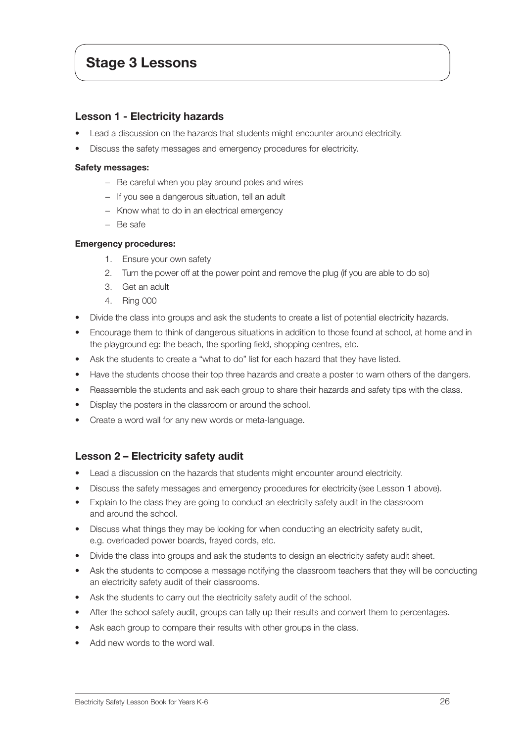# Stage 3 Lessons

## Lesson 1 - Electricity hazards

- Lead a discussion on the hazards that students might encounter around electricity.
- Discuss the safety messages and emergency procedures for electricity.

**Safety messages:**

- Be careful when you play around poles and wires
- If you see a dangerous situation, tell an adult
- Know what to do in an electrical emergency
- Be safe

**Emergency procedures:**

1. Ensure your own safety
2. Turn the power off at the power point and remove the plug (if you are able to do so)
3. Get an adult
4. Ring 000

- Divide the class into groups and ask the students to create a list of potential electricity hazards.
- Encourage them to think of dangerous situations in addition to those found at school, at home and in the playground eg: the beach, the sporting field, shopping centres, etc.
- Ask the students to create a "what to do" list for each hazard that they have listed.
- Have the students choose their top three hazards and create a poster to warn others of the dangers.
- Reassemble the students and ask each group to share their hazards and safety tips with the class.
- Display the posters in the classroom or around the school.
- Create a word wall for any new words or meta-language.

## Lesson 2 – Electricity safety audit

- Lead a discussion on the hazards that students might encounter around electricity.
- Discuss the safety messages and emergency procedures for electricity (see Lesson 1 above).
- Explain to the class they are going to conduct an electricity safety audit in the classroom and around the school.
- Discuss what things they may be looking for when conducting an electricity safety audit, e.g. overloaded power boards, frayed cords, etc.
- Divide the class into groups and ask the students to design an electricity safety audit sheet.
- Ask the students to compose a message notifying the classroom teachers that they will be conducting an electricity safety audit of their classrooms.
- Ask the students to carry out the electricity safety audit of the school.
- After the school safety audit, groups can tally up their results and convert them to percentages.
- Ask each group to compare their results with other groups in the class.
- Add new words to the word wall.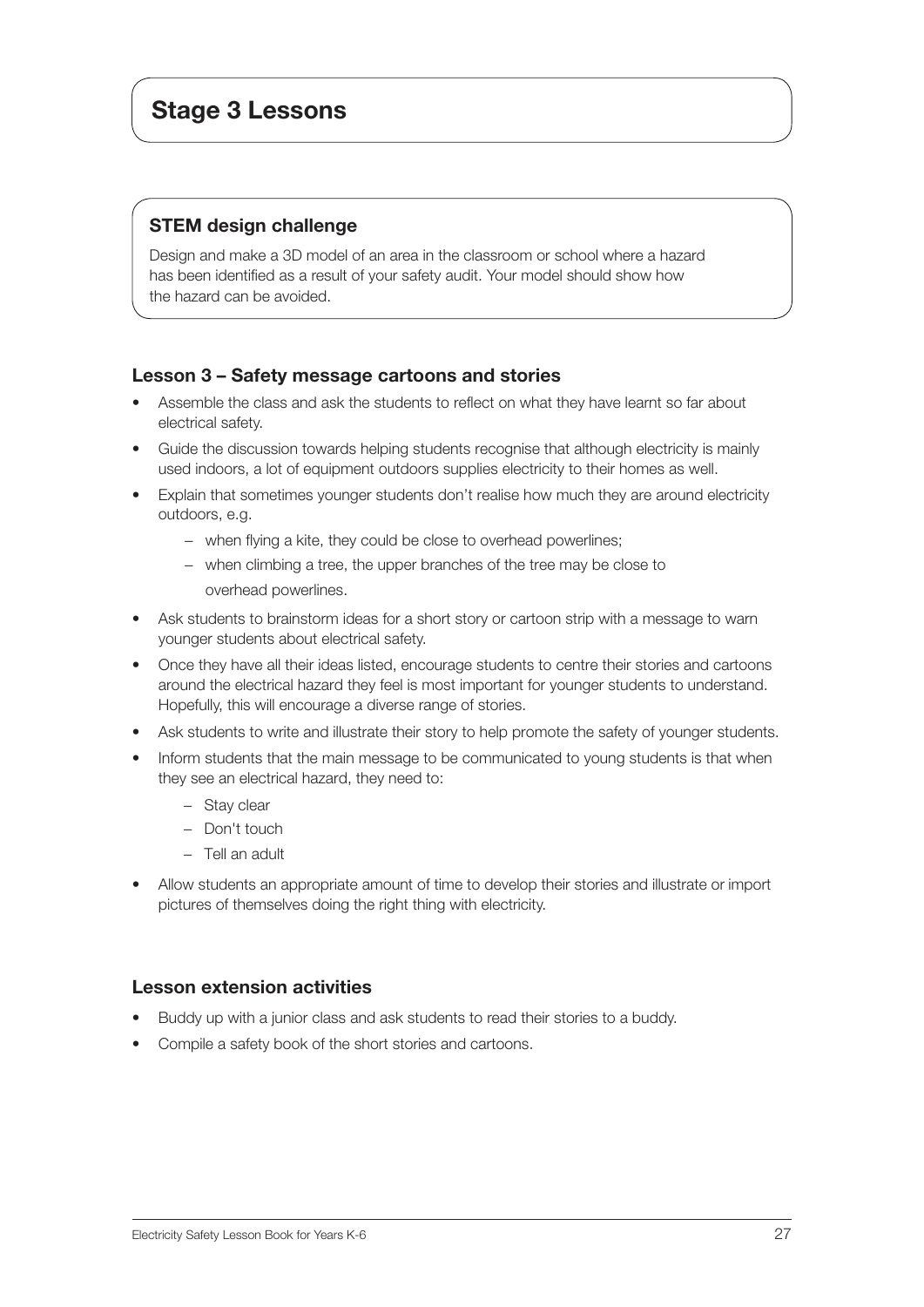# Stage 3 Lessons

### STEM design challenge

Design and make a 3D model of an area in the classroom or school where a hazard has been identified as a result of your safety audit. Your model should show how the hazard can be avoided.

### Lesson 3 – Safety message cartoons and stories

- Assemble the class and ask the students to reflect on what they have learnt so far about electrical safety.
- Guide the discussion towards helping students recognise that although electricity is mainly used indoors, a lot of equipment outdoors supplies electricity to their homes as well.
- Explain that sometimes younger students don't realise how much they are around electricity outdoors, e.g.
  - when flying a kite, they could be close to overhead powerlines;
  - when climbing a tree, the upper branches of the tree may be close to overhead powerlines.
- Ask students to brainstorm ideas for a short story or cartoon strip with a message to warn younger students about electrical safety.
- Once they have all their ideas listed, encourage students to centre their stories and cartoons around the electrical hazard they feel is most important for younger students to understand. Hopefully, this will encourage a diverse range of stories.
- Ask students to write and illustrate their story to help promote the safety of younger students.
- Inform students that the main message to be communicated to young students is that when they see an electrical hazard, they need to:
  - Stay clear
  - Don't touch
  - Tell an adult
- Allow students an appropriate amount of time to develop their stories and illustrate or import pictures of themselves doing the right thing with electricity.

### Lesson extension activities

- Buddy up with a junior class and ask students to read their stories to a buddy.
- Compile a safety book of the short stories and cartoons.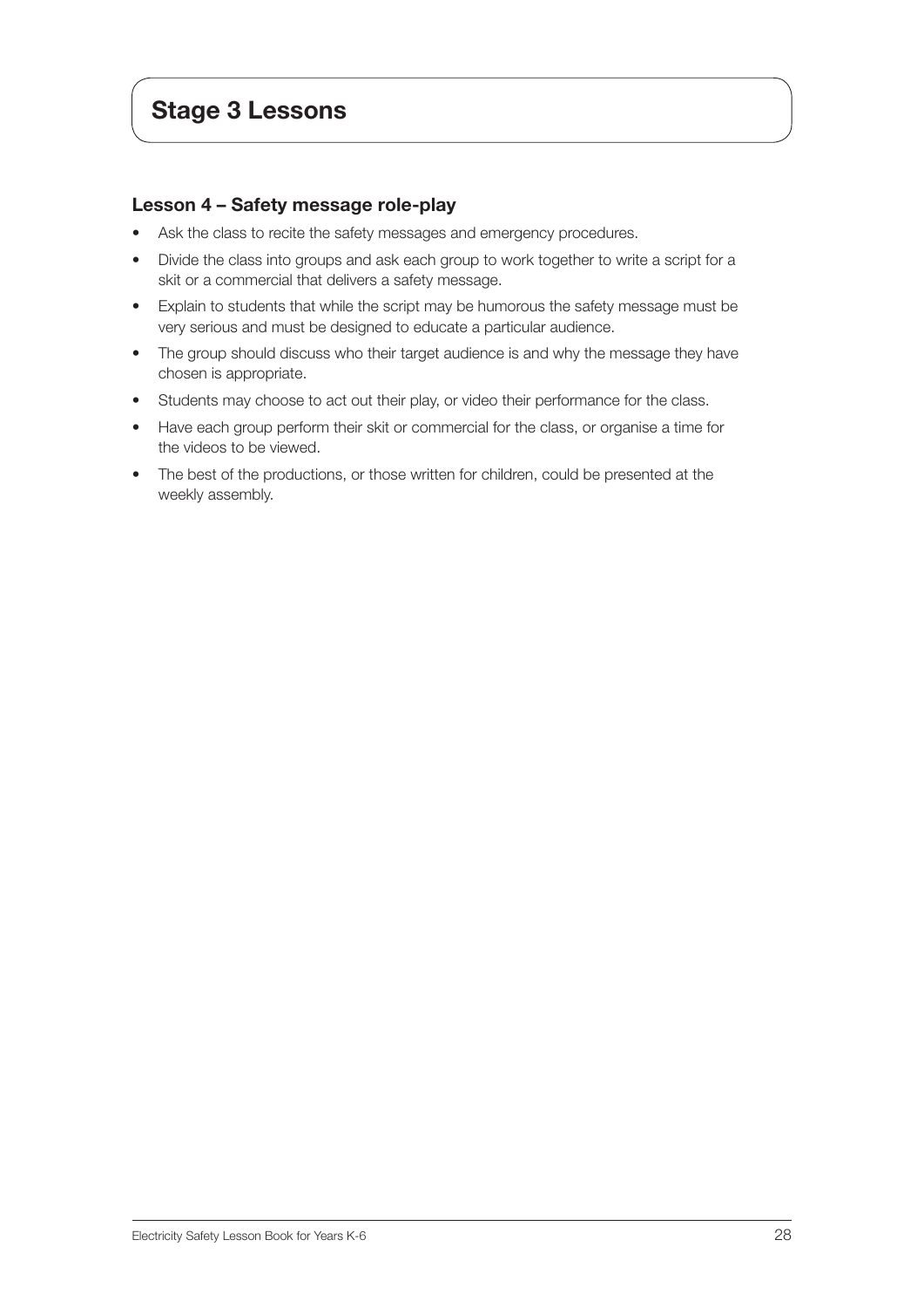# Stage 3 Lessons

### Lesson 4 – Safety message role-play

- Ask the class to recite the safety messages and emergency procedures.
- Divide the class into groups and ask each group to work together to write a script for a skit or a commercial that delivers a safety message.
- Explain to students that while the script may be humorous the safety message must be very serious and must be designed to educate a particular audience.
- The group should discuss who their target audience is and why the message they have chosen is appropriate.
- Students may choose to act out their play, or video their performance for the class.
- Have each group perform their skit or commercial for the class, or organise a time for the videos to be viewed.
- The best of the productions, or those written for children, could be presented at the weekly assembly.